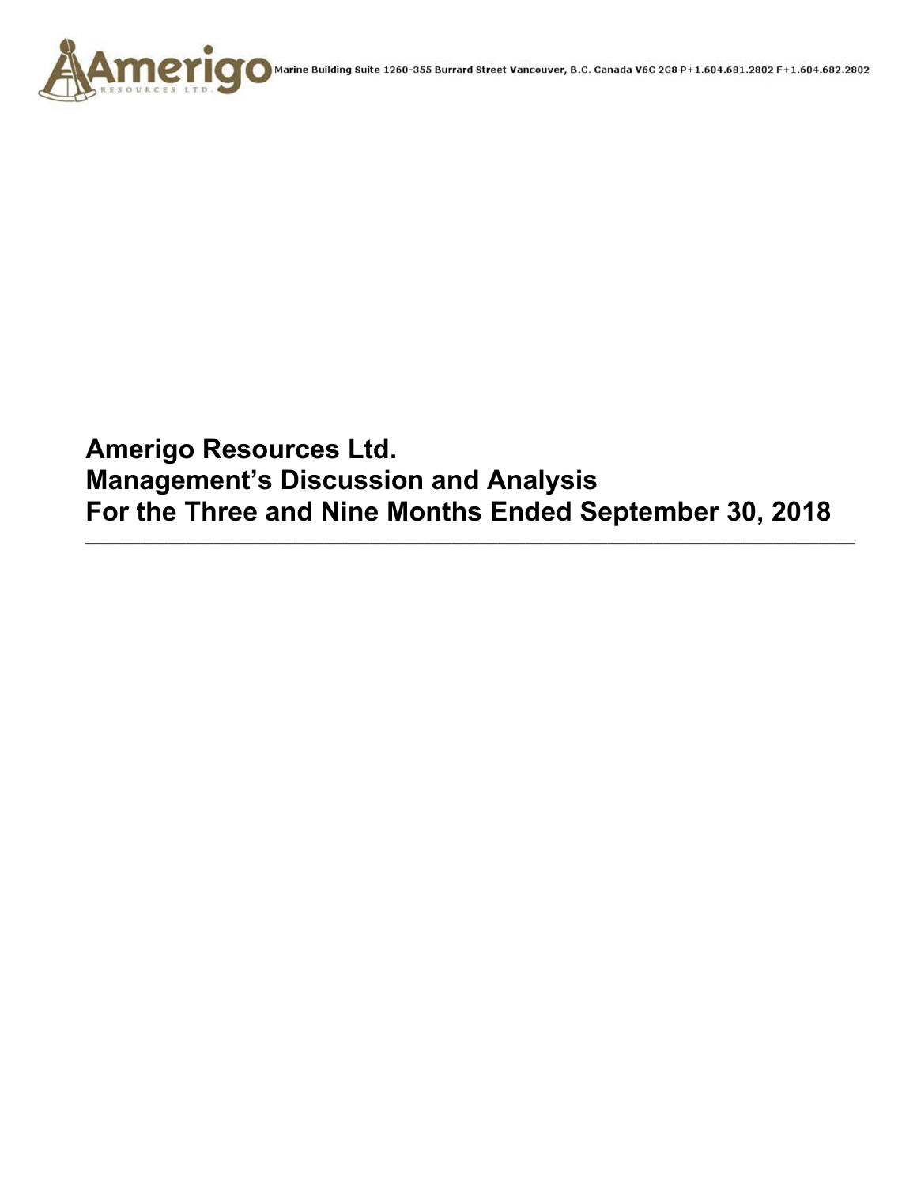Marine Building Suite 1260-355 Burrard Street Vancouver, B.C. Canada V6C 2G8 P+1.604.681.2802 F+1.604.682.2802

# Amerigo Resources Ltd.
# Management's Discussion and Analysis
# For the Three and Nine Months Ended September 30, 2018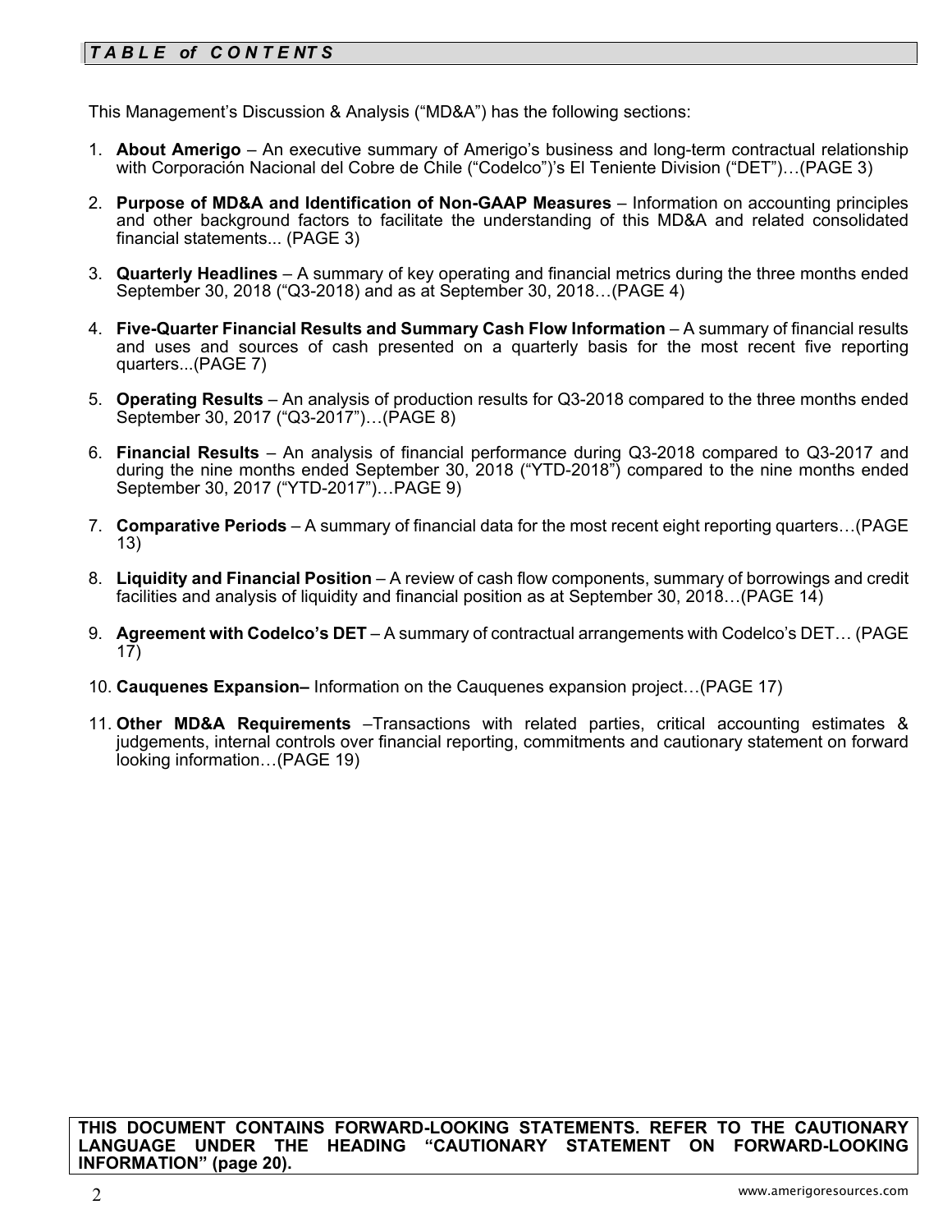## *TABLE of CONTENTS*

This Management's Discussion & Analysis ("MD&A") has the following sections:

1. **About Amerigo** – An executive summary of Amerigo's business and long-term contractual relationship with Corporación Nacional del Cobre de Chile ("Codelco")'s El Teniente Division ("DET")…(PAGE 3)

2. **Purpose of MD&A and Identification of Non-GAAP Measures** – Information on accounting principles and other background factors to facilitate the understanding of this MD&A and related consolidated financial statements... (PAGE 3)

3. **Quarterly Headlines** – A summary of key operating and financial metrics during the three months ended September 30, 2018 ("Q3-2018) and as at September 30, 2018…(PAGE 4)

4. **Five-Quarter Financial Results and Summary Cash Flow Information** – A summary of financial results and uses and sources of cash presented on a quarterly basis for the most recent five reporting quarters...(PAGE 7)

5. **Operating Results** – An analysis of production results for Q3-2018 compared to the three months ended September 30, 2017 ("Q3-2017")…(PAGE 8)

6. **Financial Results** – An analysis of financial performance during Q3-2018 compared to Q3-2017 and during the nine months ended September 30, 2018 ("YTD-2018") compared to the nine months ended September 30, 2017 ("YTD-2017")…PAGE 9)

7. **Comparative Periods** – A summary of financial data for the most recent eight reporting quarters…(PAGE 13)

8. **Liquidity and Financial Position** – A review of cash flow components, summary of borrowings and credit facilities and analysis of liquidity and financial position as at September 30, 2018…(PAGE 14)

9. **Agreement with Codelco's DET** – A summary of contractual arrangements with Codelco's DET… (PAGE 17)

10. **Cauquenes Expansion–** Information on the Cauquenes expansion project…(PAGE 17)

11. **Other MD&A Requirements** –Transactions with related parties, critical accounting estimates & judgements, internal controls over financial reporting, commitments and cautionary statement on forward looking information…(PAGE 19)

**THIS DOCUMENT CONTAINS FORWARD-LOOKING STATEMENTS. REFER TO THE CAUTIONARY LANGUAGE UNDER THE HEADING "CAUTIONARY STATEMENT ON FORWARD-LOOKING INFORMATION" (page 20).**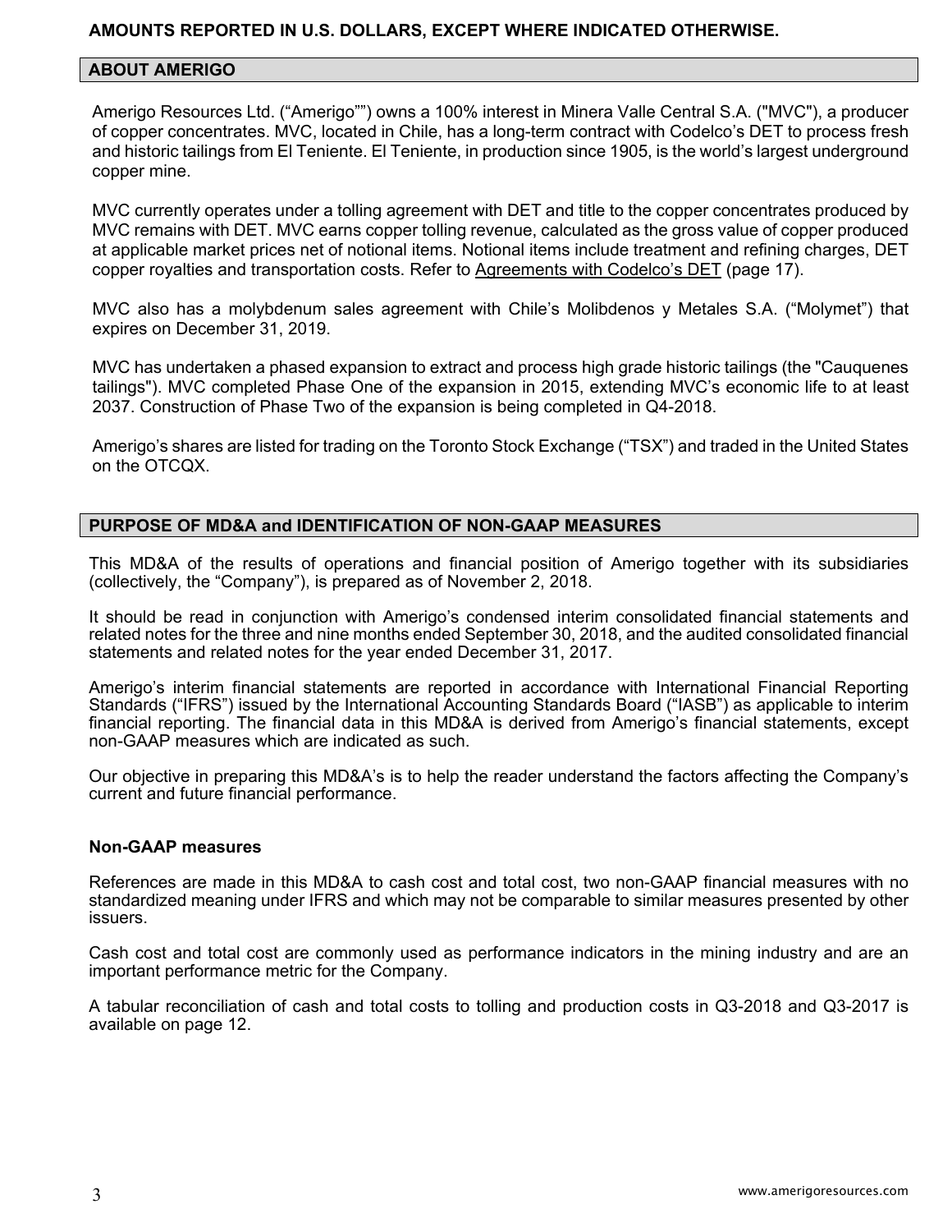**AMOUNTS REPORTED IN U.S. DOLLARS, EXCEPT WHERE INDICATED OTHERWISE.**

## ABOUT AMERIGO

Amerigo Resources Ltd. ("Amerigo"") owns a 100% interest in Minera Valle Central S.A. ("MVC"), a producer of copper concentrates. MVC, located in Chile, has a long-term contract with Codelco's DET to process fresh and historic tailings from El Teniente. El Teniente, in production since 1905, is the world's largest underground copper mine.

MVC currently operates under a tolling agreement with DET and title to the copper concentrates produced by MVC remains with DET. MVC earns copper tolling revenue, calculated as the gross value of copper produced at applicable market prices net of notional items. Notional items include treatment and refining charges, DET copper royalties and transportation costs. Refer to Agreements with Codelco's DET (page 17).

MVC also has a molybdenum sales agreement with Chile's Molibdenos y Metales S.A. ("Molymet") that expires on December 31, 2019.

MVC has undertaken a phased expansion to extract and process high grade historic tailings (the "Cauquenes tailings"). MVC completed Phase One of the expansion in 2015, extending MVC's economic life to at least 2037. Construction of Phase Two of the expansion is being completed in Q4-2018.

Amerigo's shares are listed for trading on the Toronto Stock Exchange ("TSX") and traded in the United States on the OTCQX.

## PURPOSE OF MD&A and IDENTIFICATION OF NON-GAAP MEASURES

This MD&A of the results of operations and financial position of Amerigo together with its subsidiaries (collectively, the "Company"), is prepared as of November 2, 2018.

It should be read in conjunction with Amerigo's condensed interim consolidated financial statements and related notes for the three and nine months ended September 30, 2018, and the audited consolidated financial statements and related notes for the year ended December 31, 2017.

Amerigo's interim financial statements are reported in accordance with International Financial Reporting Standards ("IFRS") issued by the International Accounting Standards Board ("IASB") as applicable to interim financial reporting. The financial data in this MD&A is derived from Amerigo's financial statements, except non-GAAP measures which are indicated as such.

Our objective in preparing this MD&A's is to help the reader understand the factors affecting the Company's current and future financial performance.

### Non-GAAP measures

References are made in this MD&A to cash cost and total cost, two non-GAAP financial measures with no standardized meaning under IFRS and which may not be comparable to similar measures presented by other issuers.

Cash cost and total cost are commonly used as performance indicators in the mining industry and are an important performance metric for the Company.

A tabular reconciliation of cash and total costs to tolling and production costs in Q3-2018 and Q3-2017 is available on page 12.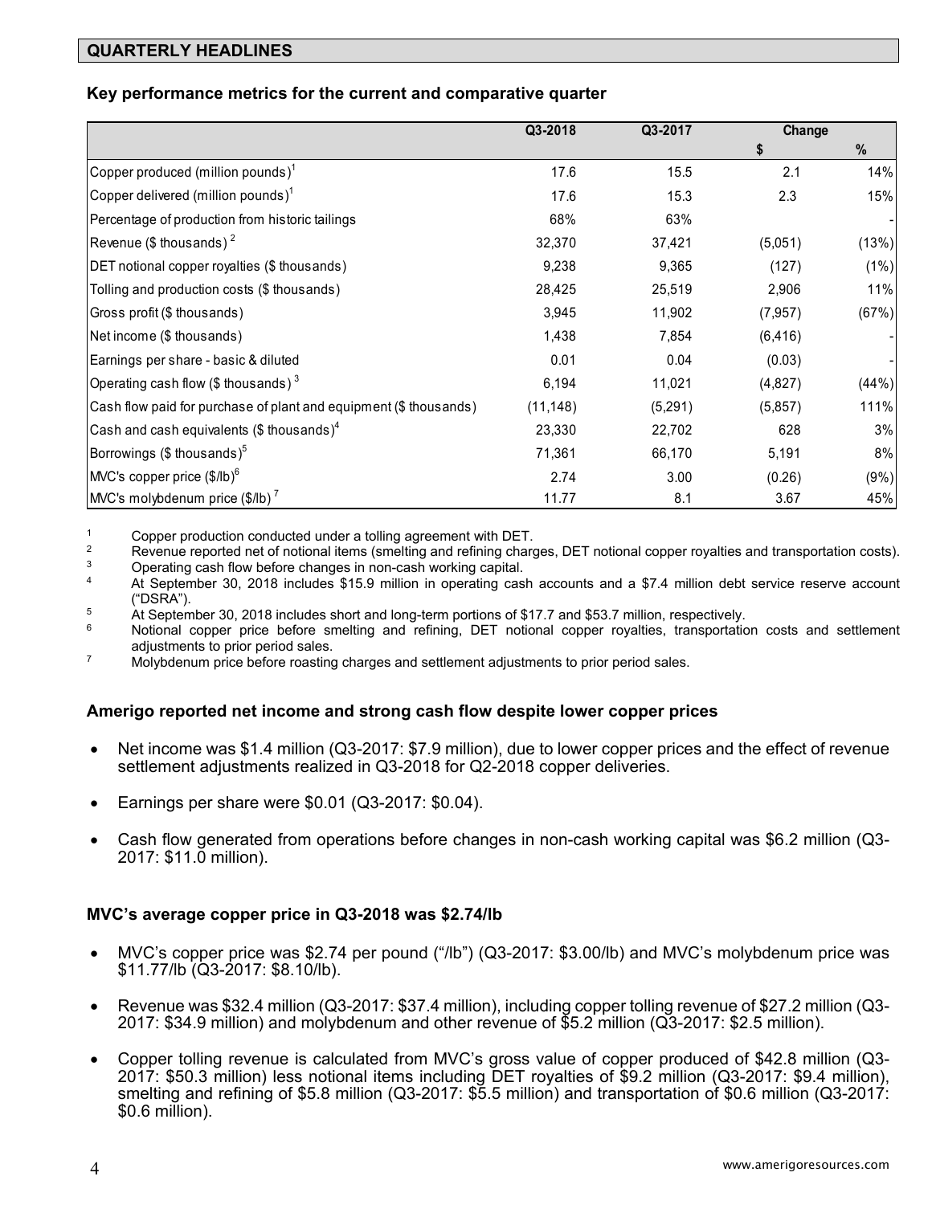## QUARTERLY HEADLINES

### Key performance metrics for the current and comparative quarter

| | Q3-2018 | Q3-2017 | Change $ | Change % |
|---|---|---|---|---|
| Copper produced (million pounds)[1] | 17.6 | 15.5 | 2.1 | 14% |
| Copper delivered (million pounds)[1] | 17.6 | 15.3 | 2.3 | 15% |
| Percentage of production from historic tailings | 68% | 63% | | - |
| Revenue ($ thousands) [2] | 32,370 | 37,421 | (5,051) | (13%) |
| DET notional copper royalties ($ thousands) | 9,238 | 9,365 | (127) | (1%) |
| Tolling and production costs ($ thousands) | 28,425 | 25,519 | 2,906 | 11% |
| Gross profit ($ thousands) | 3,945 | 11,902 | (7,957) | (67%) |
| Net income ($ thousands) | 1,438 | 7,854 | (6,416) | - |
| Earnings per share - basic & diluted | 0.01 | 0.04 | (0.03) | - |
| Operating cash flow ($ thousands) [3] | 6,194 | 11,021 | (4,827) | (44%) |
| Cash flow paid for purchase of plant and equipment ($ thousands) | (11,148) | (5,291) | (5,857) | 111% |
| Cash and cash equivalents ($ thousands)[4] | 23,330 | 22,702 | 628 | 3% |
| Borrowings ($ thousands)[5] | 71,361 | 66,170 | 5,191 | 8% |
| MVC's copper price ($/lb)[6] | 2.74 | 3.00 | (0.26) | (9%) |
| MVC's molybdenum price ($/lb) [7] | 11.77 | 8.1 | 3.67 | 45% |

1. Copper production conducted under a tolling agreement with DET.
2. Revenue reported net of notional items (smelting and refining charges, DET notional copper royalties and transportation costs).
3. Operating cash flow before changes in non-cash working capital.
4. At September 30, 2018 includes $15.9 million in operating cash accounts and a $7.4 million debt service reserve account ("DSRA").
5. At September 30, 2018 includes short and long-term portions of $17.7 and $53.7 million, respectively.
6. Notional copper price before smelting and refining, DET notional copper royalties, transportation costs and settlement adjustments to prior period sales.
7. Molybdenum price before roasting charges and settlement adjustments to prior period sales.

### Amerigo reported net income and strong cash flow despite lower copper prices

- Net income was $1.4 million (Q3-2017: $7.9 million), due to lower copper prices and the effect of revenue settlement adjustments realized in Q3-2018 for Q2-2018 copper deliveries.
- Earnings per share were $0.01 (Q3-2017: $0.04).
- Cash flow generated from operations before changes in non-cash working capital was $6.2 million (Q3-2017: $11.0 million).

### MVC's average copper price in Q3-2018 was $2.74/lb

- MVC's copper price was $2.74 per pound ("/lb") (Q3-2017: $3.00/lb) and MVC's molybdenum price was $11.77/lb (Q3-2017: $8.10/lb).
- Revenue was $32.4 million (Q3-2017: $37.4 million), including copper tolling revenue of $27.2 million (Q3-2017: $34.9 million) and molybdenum and other revenue of $5.2 million (Q3-2017: $2.5 million).
- Copper tolling revenue is calculated from MVC's gross value of copper produced of $42.8 million (Q3-2017: $50.3 million) less notional items including DET royalties of $9.2 million (Q3-2017: $9.4 million), smelting and refining of $5.8 million (Q3-2017: $5.5 million) and transportation of $0.6 million (Q3-2017: $0.6 million).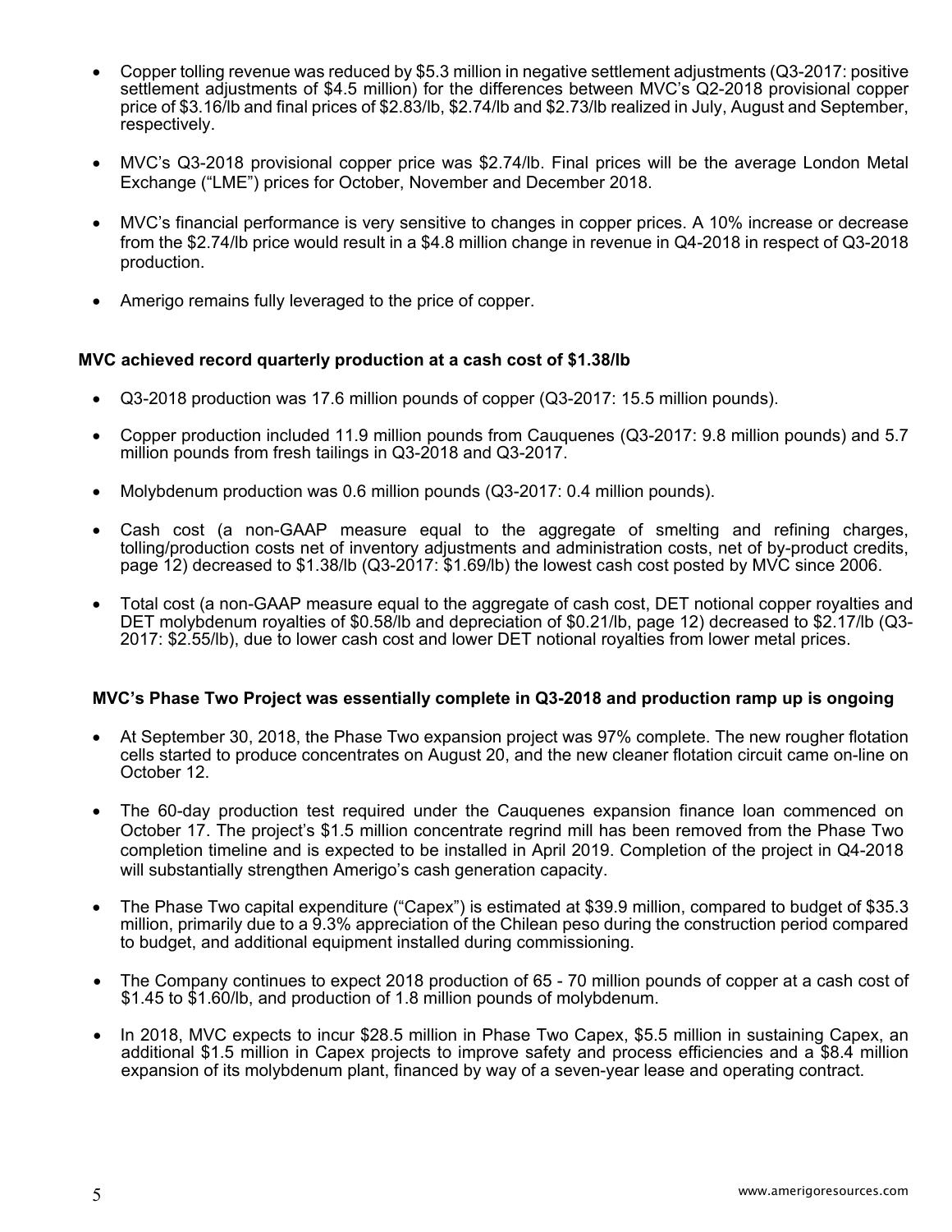- Copper tolling revenue was reduced by $5.3 million in negative settlement adjustments (Q3-2017: positive settlement adjustments of $4.5 million) for the differences between MVC's Q2-2018 provisional copper price of $3.16/lb and final prices of $2.83/lb, $2.74/lb and $2.73/lb realized in July, August and September, respectively.

- MVC's Q3-2018 provisional copper price was $2.74/lb. Final prices will be the average London Metal Exchange ("LME") prices for October, November and December 2018.

- MVC's financial performance is very sensitive to changes in copper prices. A 10% increase or decrease from the $2.74/lb price would result in a $4.8 million change in revenue in Q4-2018 in respect of Q3-2018 production.

- Amerigo remains fully leveraged to the price of copper.

**MVC achieved record quarterly production at a cash cost of $1.38/lb**

- Q3-2018 production was 17.6 million pounds of copper (Q3-2017: 15.5 million pounds).

- Copper production included 11.9 million pounds from Cauquenes (Q3-2017: 9.8 million pounds) and 5.7 million pounds from fresh tailings in Q3-2018 and Q3-2017.

- Molybdenum production was 0.6 million pounds (Q3-2017: 0.4 million pounds).

- Cash cost (a non-GAAP measure equal to the aggregate of smelting and refining charges, tolling/production costs net of inventory adjustments and administration costs, net of by-product credits, page 12) decreased to $1.38/lb (Q3-2017: $1.69/lb) the lowest cash cost posted by MVC since 2006.

- Total cost (a non-GAAP measure equal to the aggregate of cash cost, DET notional copper royalties and DET molybdenum royalties of $0.58/lb and depreciation of $0.21/lb, page 12) decreased to $2.17/lb (Q3-2017: $2.55/lb), due to lower cash cost and lower DET notional royalties from lower metal prices.

**MVC's Phase Two Project was essentially complete in Q3-2018 and production ramp up is ongoing**

- At September 30, 2018, the Phase Two expansion project was 97% complete. The new rougher flotation cells started to produce concentrates on August 20, and the new cleaner flotation circuit came on-line on October 12.

- The 60-day production test required under the Cauquenes expansion finance loan commenced on October 17. The project's $1.5 million concentrate regrind mill has been removed from the Phase Two completion timeline and is expected to be installed in April 2019. Completion of the project in Q4-2018 will substantially strengthen Amerigo's cash generation capacity.

- The Phase Two capital expenditure ("Capex") is estimated at $39.9 million, compared to budget of $35.3 million, primarily due to a 9.3% appreciation of the Chilean peso during the construction period compared to budget, and additional equipment installed during commissioning.

- The Company continues to expect 2018 production of 65 - 70 million pounds of copper at a cash cost of $1.45 to $1.60/lb, and production of 1.8 million pounds of molybdenum.

- In 2018, MVC expects to incur $28.5 million in Phase Two Capex, $5.5 million in sustaining Capex, an additional $1.5 million in Capex projects to improve safety and process efficiencies and a $8.4 million expansion of its molybdenum plant, financed by way of a seven-year lease and operating contract.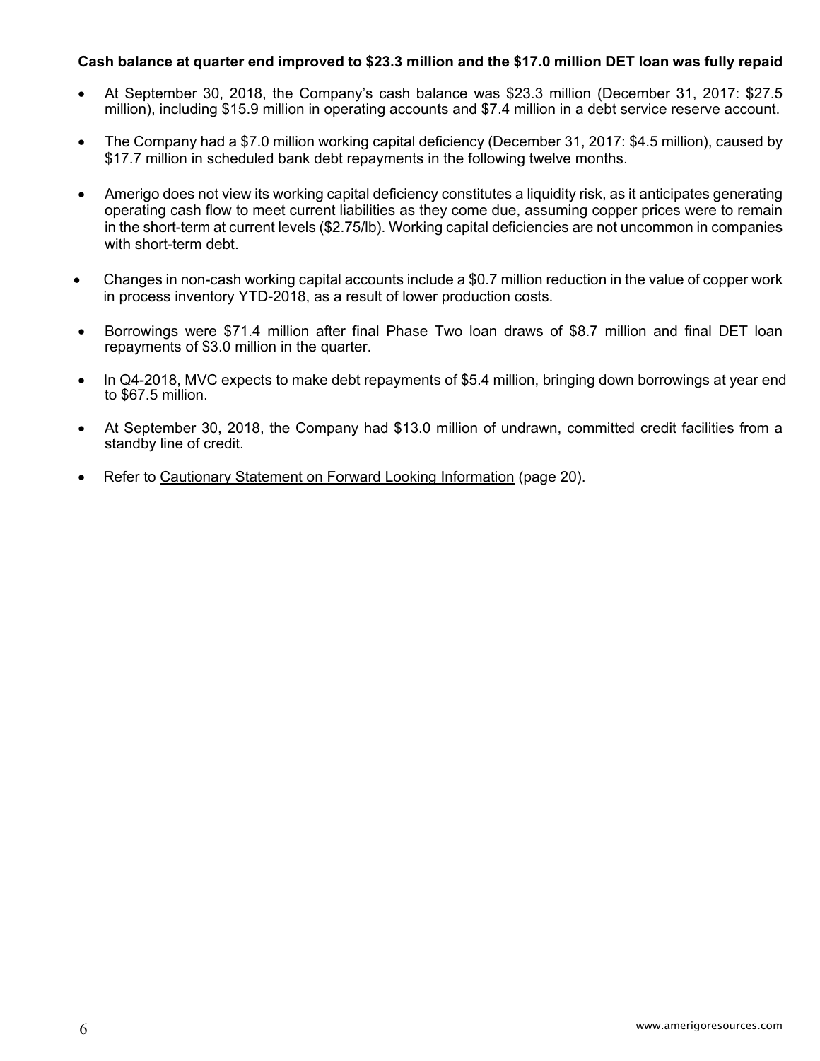**Cash balance at quarter end improved to $23.3 million and the $17.0 million DET loan was fully repaid**

- At September 30, 2018, the Company's cash balance was $23.3 million (December 31, 2017: $27.5 million), including $15.9 million in operating accounts and $7.4 million in a debt service reserve account.
- The Company had a $7.0 million working capital deficiency (December 31, 2017: $4.5 million), caused by $17.7 million in scheduled bank debt repayments in the following twelve months.
- Amerigo does not view its working capital deficiency constitutes a liquidity risk, as it anticipates generating operating cash flow to meet current liabilities as they come due, assuming copper prices were to remain in the short-term at current levels ($2.75/lb). Working capital deficiencies are not uncommon in companies with short-term debt.
- Changes in non-cash working capital accounts include a $0.7 million reduction in the value of copper work in process inventory YTD-2018, as a result of lower production costs.
- Borrowings were $71.4 million after final Phase Two loan draws of $8.7 million and final DET loan repayments of $3.0 million in the quarter.
- In Q4-2018, MVC expects to make debt repayments of $5.4 million, bringing down borrowings at year end to $67.5 million.
- At September 30, 2018, the Company had $13.0 million of undrawn, committed credit facilities from a standby line of credit.
- Refer to Cautionary Statement on Forward Looking Information (page 20).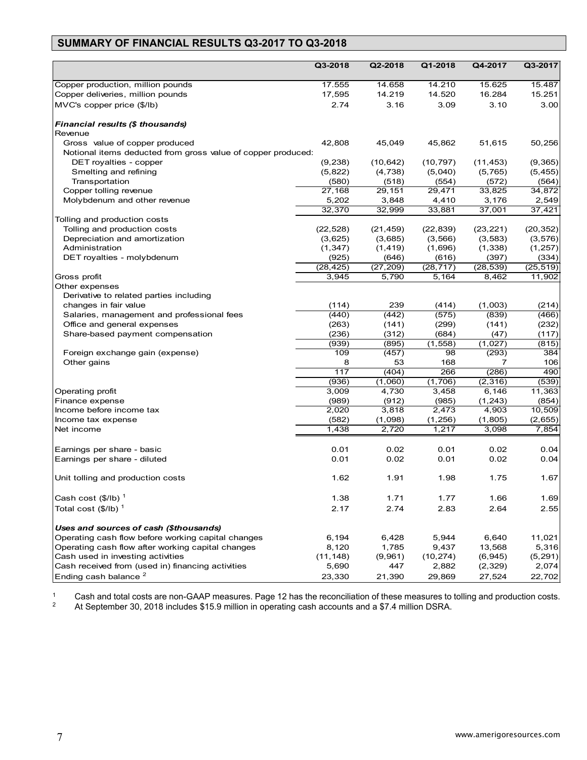## SUMMARY OF FINANCIAL RESULTS Q3-2017 TO Q3-2018

| | Q3-2018 | Q2-2018 | Q1-2018 | Q4-2017 | Q3-2017 |
|---|---|---|---|---|---|
| Copper production, million pounds | 17.555 | 14.658 | 14.210 | 15.625 | 15.487 |
| Copper deliveries, million pounds | 17,595 | 14.219 | 14.520 | 16.284 | 15.251 |
| MVC's copper price ($/lb) | 2.74 | 3.16 | 3.09 | 3.10 | 3.00 |
| ***Financial results ($ thousands)*** | | | | | |
| Revenue | | | | | |
| Gross value of copper produced | 42,808 | 45,049 | 45,862 | 51,615 | 50,256 |
| Notional items deducted from gross value of copper produced: | | | | | |
| DET royalties - copper | (9,238) | (10,642) | (10,797) | (11,453) | (9,365) |
| Smelting and refining | (5,822) | (4,738) | (5,040) | (5,765) | (5,455) |
| Transportation | (580) | (518) | (554) | (572) | (564) |
| Copper tolling revenue | 27,168 | 29,151 | 29,471 | 33,825 | 34,872 |
| Molybdenum and other revenue | 5,202 | 3,848 | 4,410 | 3,176 | 2,549 |
| | 32,370 | 32,999 | 33,881 | 37,001 | 37,421 |
| Tolling and production costs | | | | | |
| Tolling and production costs | (22,528) | (21,459) | (22,839) | (23,221) | (20,352) |
| Depreciation and amortization | (3,625) | (3,685) | (3,566) | (3,583) | (3,576) |
| Administration | (1,347) | (1,419) | (1,696) | (1,338) | (1,257) |
| DET royalties - molybdenum | (925) | (646) | (616) | (397) | (334) |
| | (28,425) | (27,209) | (28,717) | (28,539) | (25,519) |
| Gross profit | 3,945 | 5,790 | 5,164 | 8,462 | 11,902 |
| Other expenses | | | | | |
| Derivative to related parties including changes in fair value | (114) | 239 | (414) | (1,003) | (214) |
| Salaries, management and professional fees | (440) | (442) | (575) | (839) | (466) |
| Office and general expenses | (263) | (141) | (299) | (141) | (232) |
| Share-based payment compensation | (236) | (312) | (684) | (47) | (117) |
| | (939) | (895) | (1,558) | (1,027) | (815) |
| Foreign exchange gain (expense) | 109 | (457) | 98 | (293) | 384 |
| Other gains | 8 | 53 | 168 | 7 | 106 |
| | 117 | (404) | 266 | (286) | 490 |
| | (936) | (1,060) | (1,706) | (2,316) | (539) |
| Operating profit | 3,009 | 4,730 | 3,458 | 6,146 | 11,363 |
| Finance expense | (989) | (912) | (985) | (1,243) | (854) |
| Income before income tax | 2,020 | 3,818 | 2,473 | 4,903 | 10,509 |
| Income tax expense | (582) | (1,098) | (1,256) | (1,805) | (2,655) |
| Net income | 1,438 | 2,720 | 1,217 | 3,098 | 7,854 |
| Earnings per share - basic | 0.01 | 0.02 | 0.01 | 0.02 | 0.04 |
| Earnings per share - diluted | 0.01 | 0.02 | 0.01 | 0.02 | 0.04 |
| Unit tolling and production costs | 1.62 | 1.91 | 1.98 | 1.75 | 1.67 |
| Cash cost ($/lb) [1] | 1.38 | 1.71 | 1.77 | 1.66 | 1.69 |
| Total cost ($/lb) [1] | 2.17 | 2.74 | 2.83 | 2.64 | 2.55 |
| ***Uses and sources of cash ($thousands)*** | | | | | |
| Operating cash flow before working capital changes | 6,194 | 6,428 | 5,944 | 6,640 | 11,021 |
| Operating cash flow after working capital changes | 8,120 | 1,785 | 9,437 | 13,568 | 5,316 |
| Cash used in investing activities | (11,148) | (9,961) | (10,274) | (6,945) | (5,291) |
| Cash received from (used in) financing activities | 5,690 | 447 | 2,882 | (2,329) | 2,074 |
| Ending cash balance [2] | 23,330 | 21,390 | 29,869 | 27,524 | 22,702 |

[1] Cash and total costs are non-GAAP measures. Page 12 has the reconciliation of these measures to tolling and production costs.

[2] At September 30, 2018 includes $15.9 million in operating cash accounts and a $7.4 million DSRA.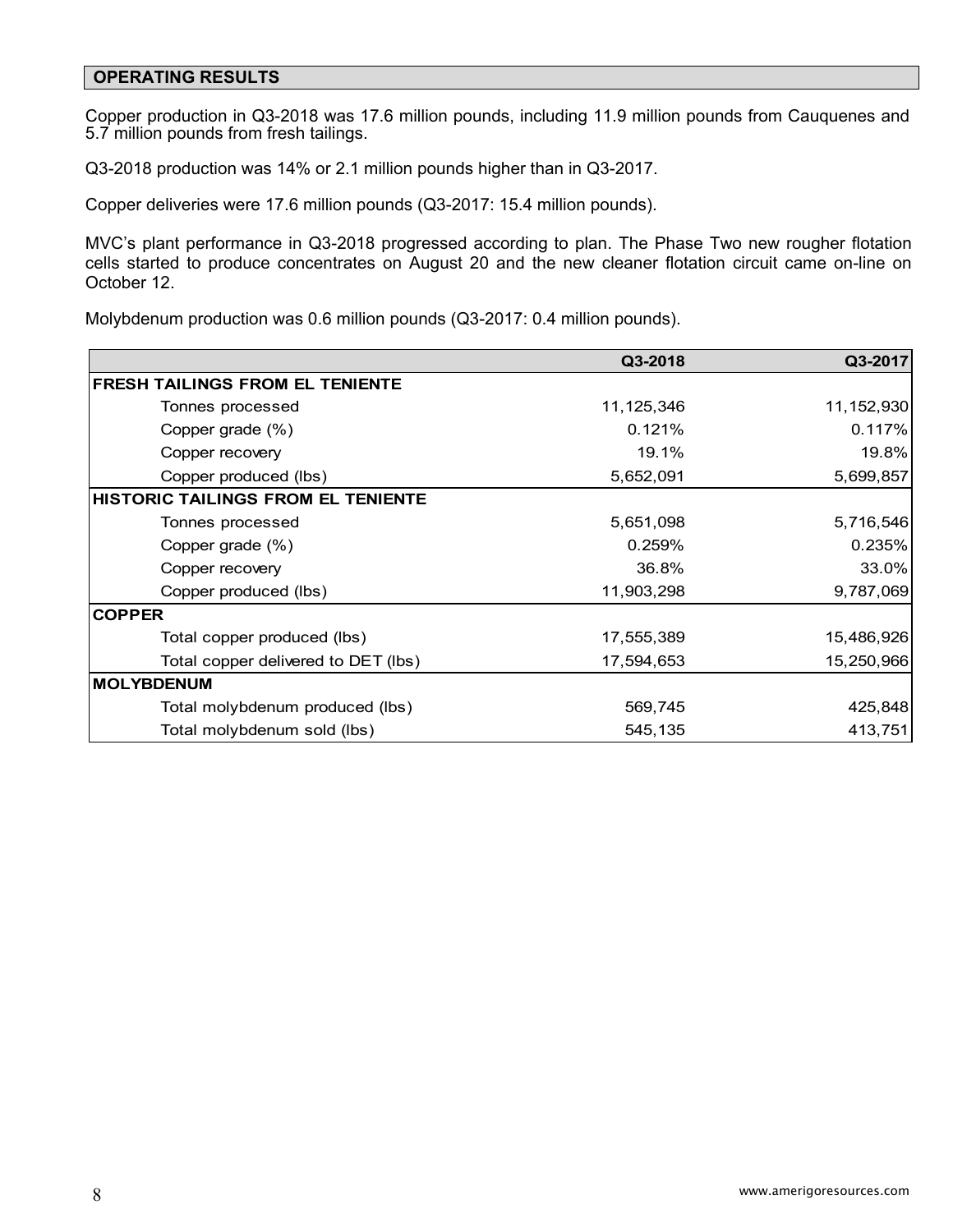## OPERATING RESULTS

Copper production in Q3-2018 was 17.6 million pounds, including 11.9 million pounds from Cauquenes and 5.7 million pounds from fresh tailings.

Q3-2018 production was 14% or 2.1 million pounds higher than in Q3-2017.

Copper deliveries were 17.6 million pounds (Q3-2017: 15.4 million pounds).

MVC's plant performance in Q3-2018 progressed according to plan. The Phase Two new rougher flotation cells started to produce concentrates on August 20 and the new cleaner flotation circuit came on-line on October 12.

Molybdenum production was 0.6 million pounds (Q3-2017: 0.4 million pounds).

| | Q3-2018 | Q3-2017 |
|---|---|---|
| **FRESH TAILINGS FROM EL TENIENTE** | | |
| Tonnes processed | 11,125,346 | 11,152,930 |
| Copper grade (%) | 0.121% | 0.117% |
| Copper recovery | 19.1% | 19.8% |
| Copper produced (lbs) | 5,652,091 | 5,699,857 |
| **HISTORIC TAILINGS FROM EL TENIENTE** | | |
| Tonnes processed | 5,651,098 | 5,716,546 |
| Copper grade (%) | 0.259% | 0.235% |
| Copper recovery | 36.8% | 33.0% |
| Copper produced (lbs) | 11,903,298 | 9,787,069 |
| **COPPER** | | |
| Total copper produced (lbs) | 17,555,389 | 15,486,926 |
| Total copper delivered to DET (lbs) | 17,594,653 | 15,250,966 |
| **MOLYBDENUM** | | |
| Total molybdenum produced (lbs) | 569,745 | 425,848 |
| Total molybdenum sold (lbs) | 545,135 | 413,751 |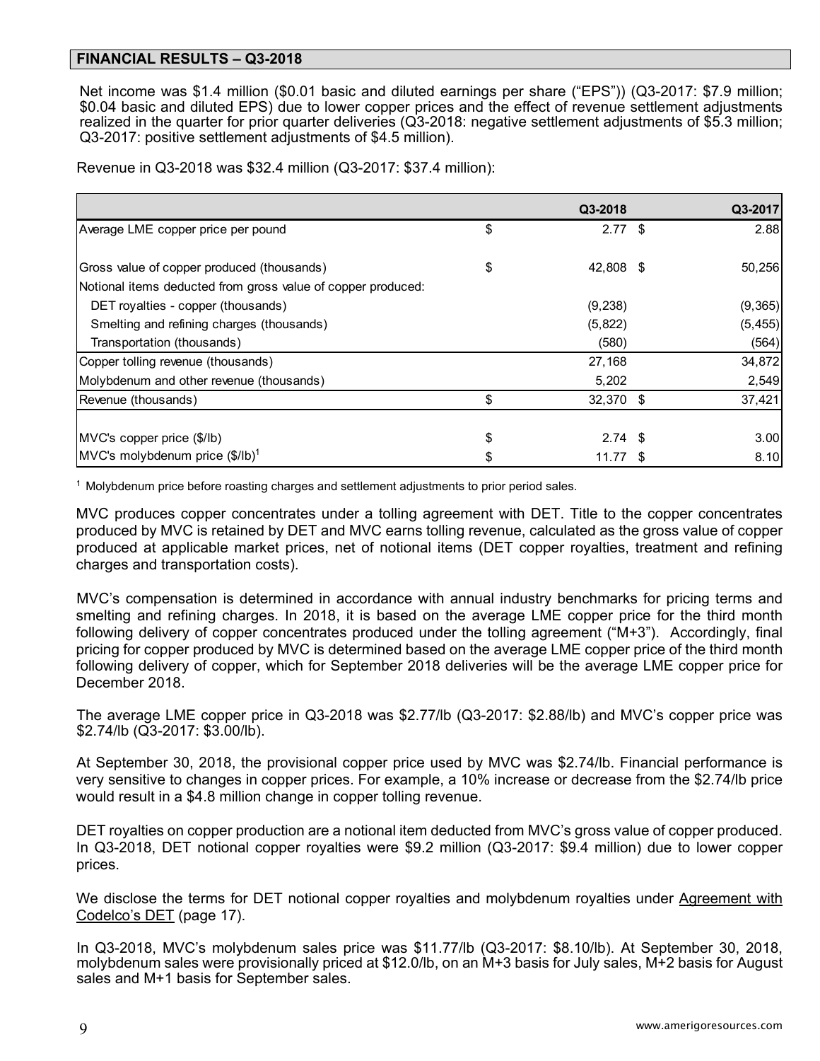## FINANCIAL RESULTS – Q3-2018

Net income was $1.4 million ($0.01 basic and diluted earnings per share ("EPS")) (Q3-2017: $7.9 million; $0.04 basic and diluted EPS) due to lower copper prices and the effect of revenue settlement adjustments realized in the quarter for prior quarter deliveries (Q3-2018: negative settlement adjustments of $5.3 million; Q3-2017: positive settlement adjustments of $4.5 million).

Revenue in Q3-2018 was $32.4 million (Q3-2017: $37.4 million):

| | | Q3-2018 | | Q3-2017 |
|---|---|---|---|---|
| Average LME copper price per pound | $ | 2.77 | $ | 2.88 |
| Gross value of copper produced (thousands) | $ | 42,808 | $ | 50,256 |
| Notional items deducted from gross value of copper produced: | | | | |
| DET royalties - copper (thousands) | | (9,238) | | (9,365) |
| Smelting and refining charges (thousands) | | (5,822) | | (5,455) |
| Transportation (thousands) | | (580) | | (564) |
| Copper tolling revenue (thousands) | | 27,168 | | 34,872 |
| Molybdenum and other revenue (thousands) | | 5,202 | | 2,549 |
| Revenue (thousands) | $ | 32,370 | $ | 37,421 |
| MVC's copper price ($/lb) | $ | 2.74 | $ | 3.00 |
| MVC's molybdenum price ($/lb)[1] | $ | 11.77 | $ | 8.10 |

[1] Molybdenum price before roasting charges and settlement adjustments to prior period sales.

MVC produces copper concentrates under a tolling agreement with DET. Title to the copper concentrates produced by MVC is retained by DET and MVC earns tolling revenue, calculated as the gross value of copper produced at applicable market prices, net of notional items (DET copper royalties, treatment and refining charges and transportation costs).

MVC's compensation is determined in accordance with annual industry benchmarks for pricing terms and smelting and refining charges. In 2018, it is based on the average LME copper price for the third month following delivery of copper concentrates produced under the tolling agreement ("M+3"). Accordingly, final pricing for copper produced by MVC is determined based on the average LME copper price of the third month following delivery of copper, which for September 2018 deliveries will be the average LME copper price for December 2018.

The average LME copper price in Q3-2018 was $2.77/lb (Q3-2017: $2.88/lb) and MVC's copper price was $2.74/lb (Q3-2017: $3.00/lb).

At September 30, 2018, the provisional copper price used by MVC was $2.74/lb. Financial performance is very sensitive to changes in copper prices. For example, a 10% increase or decrease from the $2.74/lb price would result in a $4.8 million change in copper tolling revenue.

DET royalties on copper production are a notional item deducted from MVC's gross value of copper produced. In Q3-2018, DET notional copper royalties were $9.2 million (Q3-2017: $9.4 million) due to lower copper prices.

We disclose the terms for DET notional copper royalties and molybdenum royalties under Agreement with Codelco's DET (page 17).

In Q3-2018, MVC's molybdenum sales price was $11.77/lb (Q3-2017: $8.10/lb). At September 30, 2018, molybdenum sales were provisionally priced at $12.0/lb, on an M+3 basis for July sales, M+2 basis for August sales and M+1 basis for September sales.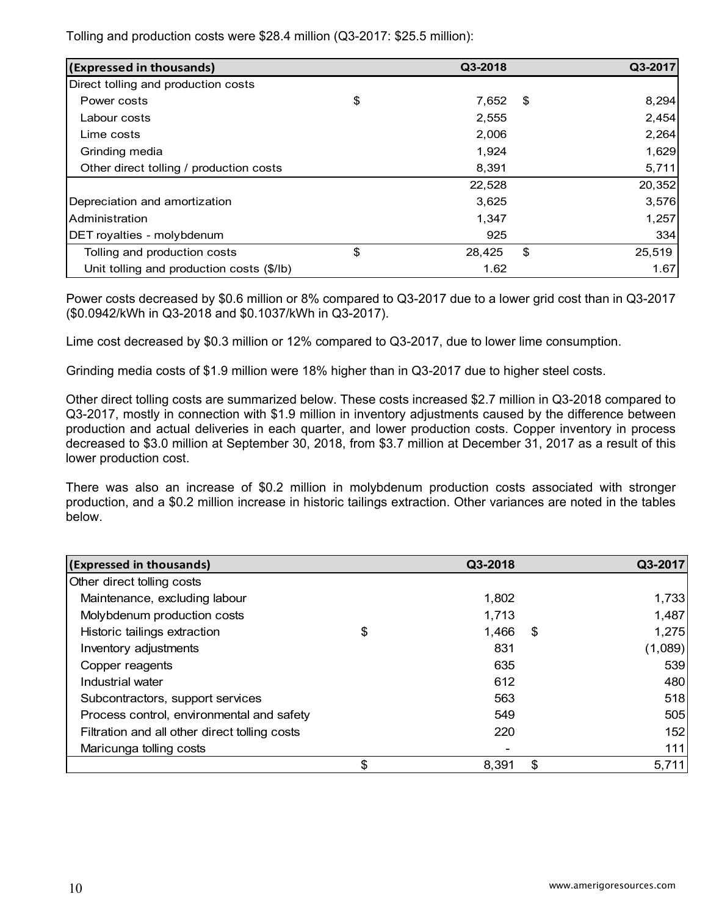Tolling and production costs were $28.4 million (Q3-2017: $25.5 million):

| (Expressed in thousands) | | Q3-2018 | | Q3-2017 |
|---|---|---|---|---|
| Direct tolling and production costs | | | | |
| Power costs | $ | 7,652 | $ | 8,294 |
| Labour costs | | 2,555 | | 2,454 |
| Lime costs | | 2,006 | | 2,264 |
| Grinding media | | 1,924 | | 1,629 |
| Other direct tolling / production costs | | 8,391 | | 5,711 |
| | | 22,528 | | 20,352 |
| Depreciation and amortization | | 3,625 | | 3,576 |
| Administration | | 1,347 | | 1,257 |
| DET royalties - molybdenum | | 925 | | 334 |
| Tolling and production costs | $ | 28,425 | $ | 25,519 |
| Unit tolling and production costs ($/lb) | | 1.62 | | 1.67 |

Power costs decreased by $0.6 million or 8% compared to Q3-2017 due to a lower grid cost than in Q3-2017 ($0.0942/kWh in Q3-2018 and $0.1037/kWh in Q3-2017).

Lime cost decreased by $0.3 million or 12% compared to Q3-2017, due to lower lime consumption.

Grinding media costs of $1.9 million were 18% higher than in Q3-2017 due to higher steel costs.

Other direct tolling costs are summarized below. These costs increased $2.7 million in Q3-2018 compared to Q3-2017, mostly in connection with $1.9 million in inventory adjustments caused by the difference between production and actual deliveries in each quarter, and lower production costs. Copper inventory in process decreased to $3.0 million at September 30, 2018, from $3.7 million at December 31, 2017 as a result of this lower production cost.

There was also an increase of $0.2 million in molybdenum production costs associated with stronger production, and a $0.2 million increase in historic tailings extraction. Other variances are noted in the tables below.

| (Expressed in thousands) | | Q3-2018 | | Q3-2017 |
|---|---|---|---|---|
| Other direct tolling costs | | | | |
| Maintenance, excluding labour | | 1,802 | | 1,733 |
| Molybdenum production costs | | 1,713 | | 1,487 |
| Historic tailings extraction | $ | 1,466 | $ | 1,275 |
| Inventory adjustments | | 831 | | (1,089) |
| Copper reagents | | 635 | | 539 |
| Industrial water | | 612 | | 480 |
| Subcontractors, support services | | 563 | | 518 |
| Process control, environmental and safety | | 549 | | 505 |
| Filtration and all other direct tolling costs | | 220 | | 152 |
| Maricunga tolling costs | | - | | 111 |
| | $ | 8,391 | $ | 5,711 |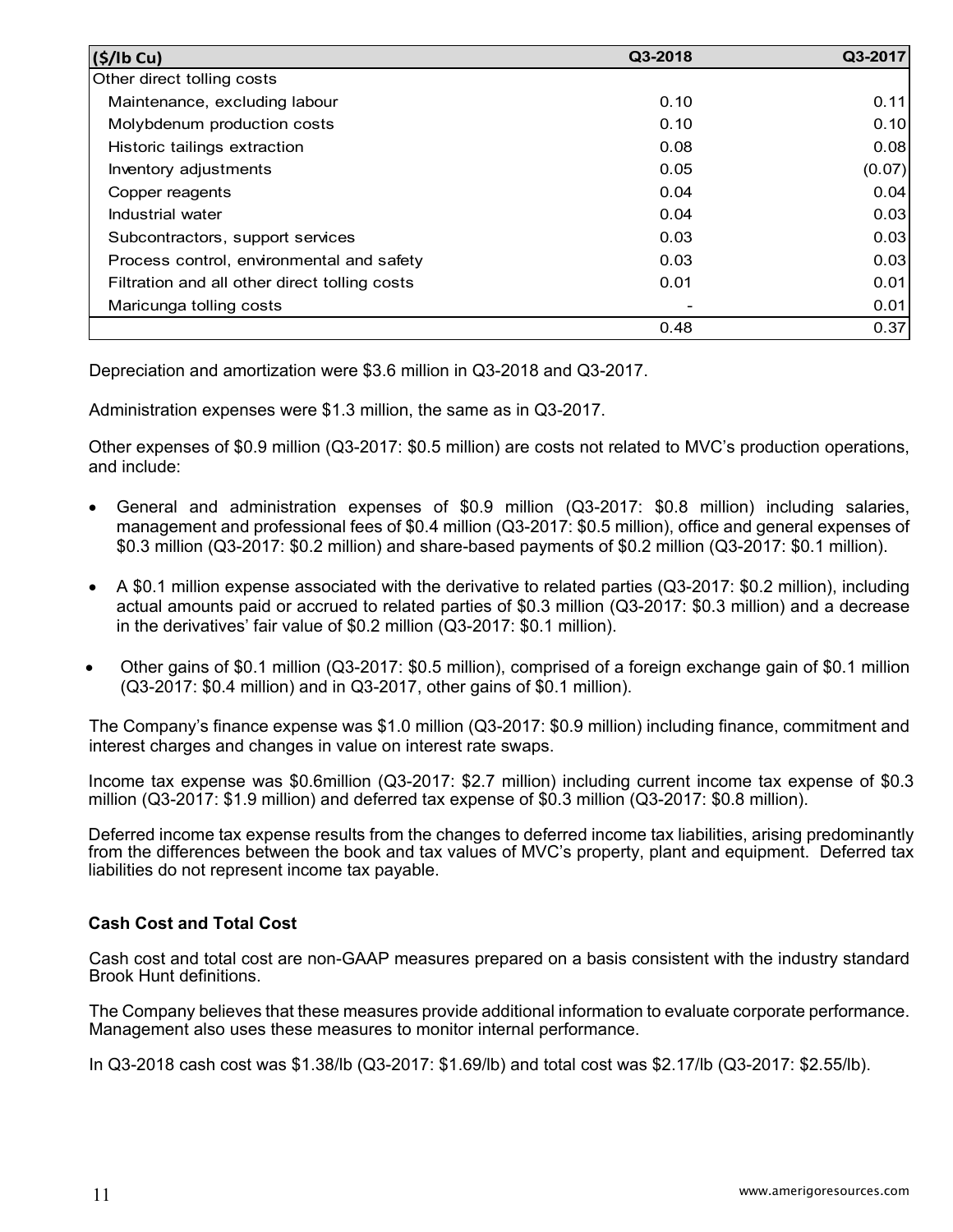| ($/lb Cu) | Q3-2018 | Q3-2017 |
|---|---|---|
| Other direct tolling costs | | |
| Maintenance, excluding labour | 0.10 | 0.11 |
| Molybdenum production costs | 0.10 | 0.10 |
| Historic tailings extraction | 0.08 | 0.08 |
| Inventory adjustments | 0.05 | (0.07) |
| Copper reagents | 0.04 | 0.04 |
| Industrial water | 0.04 | 0.03 |
| Subcontractors, support services | 0.03 | 0.03 |
| Process control, environmental and safety | 0.03 | 0.03 |
| Filtration and all other direct tolling costs | 0.01 | 0.01 |
| Maricunga tolling costs | - | 0.01 |
| | 0.48 | 0.37 |

Depreciation and amortization were $3.6 million in Q3-2018 and Q3-2017.

Administration expenses were $1.3 million, the same as in Q3-2017.

Other expenses of $0.9 million (Q3-2017: $0.5 million) are costs not related to MVC's production operations, and include:

- General and administration expenses of $0.9 million (Q3-2017: $0.8 million) including salaries, management and professional fees of $0.4 million (Q3-2017: $0.5 million), office and general expenses of $0.3 million (Q3-2017: $0.2 million) and share-based payments of $0.2 million (Q3-2017: $0.1 million).
- A $0.1 million expense associated with the derivative to related parties (Q3-2017: $0.2 million), including actual amounts paid or accrued to related parties of $0.3 million (Q3-2017: $0.3 million) and a decrease in the derivatives' fair value of $0.2 million (Q3-2017: $0.1 million).
- Other gains of $0.1 million (Q3-2017: $0.5 million), comprised of a foreign exchange gain of $0.1 million (Q3-2017: $0.4 million) and in Q3-2017, other gains of $0.1 million).

The Company's finance expense was $1.0 million (Q3-2017: $0.9 million) including finance, commitment and interest charges and changes in value on interest rate swaps.

Income tax expense was $0.6million (Q3-2017: $2.7 million) including current income tax expense of $0.3 million (Q3-2017: $1.9 million) and deferred tax expense of $0.3 million (Q3-2017: $0.8 million).

Deferred income tax expense results from the changes to deferred income tax liabilities, arising predominantly from the differences between the book and tax values of MVC's property, plant and equipment. Deferred tax liabilities do not represent income tax payable.

**Cash Cost and Total Cost**

Cash cost and total cost are non-GAAP measures prepared on a basis consistent with the industry standard Brook Hunt definitions.

The Company believes that these measures provide additional information to evaluate corporate performance. Management also uses these measures to monitor internal performance.

In Q3-2018 cash cost was $1.38/lb (Q3-2017: $1.69/lb) and total cost was $2.17/lb (Q3-2017: $2.55/lb).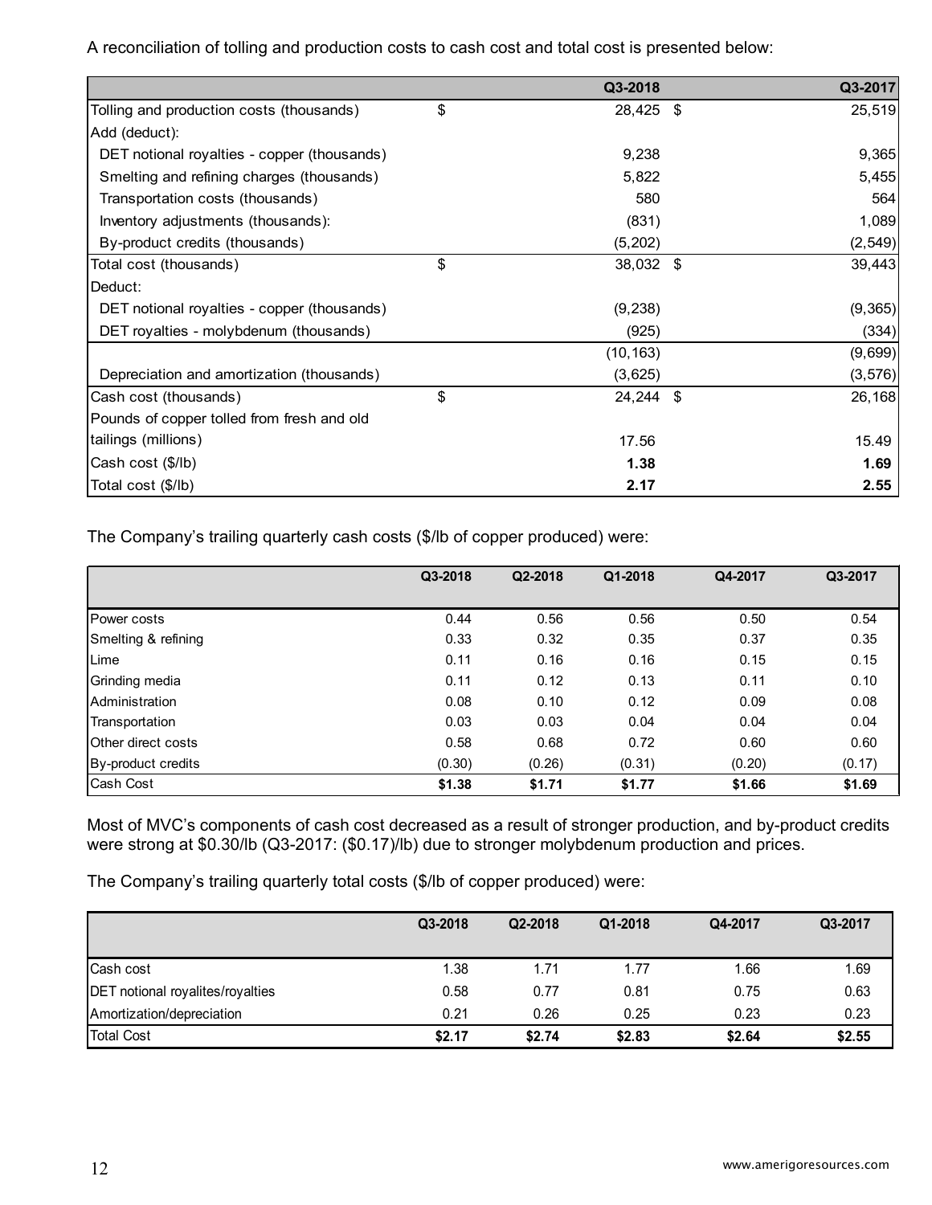A reconciliation of tolling and production costs to cash cost and total cost is presented below:

| | Q3-2018 | Q3-2017 |
|---|---|---|
| Tolling and production costs (thousands) | $ 28,425 | $ 25,519 |
| Add (deduct): | | |
| DET notional royalties - copper (thousands) | 9,238 | 9,365 |
| Smelting and refining charges (thousands) | 5,822 | 5,455 |
| Transportation costs (thousands) | 580 | 564 |
| Inventory adjustments (thousands): | (831) | 1,089 |
| By-product credits (thousands) | (5,202) | (2,549) |
| Total cost (thousands) | $ 38,032 | $ 39,443 |
| Deduct: | | |
| DET notional royalties - copper (thousands) | (9,238) | (9,365) |
| DET royalties - molybdenum (thousands) | (925) | (334) |
| | (10,163) | (9,699) |
| Depreciation and amortization (thousands) | (3,625) | (3,576) |
| Cash cost (thousands) | $ 24,244 | $ 26,168 |
| Pounds of copper tolled from fresh and old tailings (millions) | 17.56 | 15.49 |
| Cash cost ($/lb) | **1.38** | **1.69** |
| Total cost ($/lb) | **2.17** | **2.55** |

The Company's trailing quarterly cash costs ($/lb of copper produced) were:

| | Q3-2018 | Q2-2018 | Q1-2018 | Q4-2017 | Q3-2017 |
|---|---|---|---|---|---|
| Power costs | 0.44 | 0.56 | 0.56 | 0.50 | 0.54 |
| Smelting & refining | 0.33 | 0.32 | 0.35 | 0.37 | 0.35 |
| Lime | 0.11 | 0.16 | 0.16 | 0.15 | 0.15 |
| Grinding media | 0.11 | 0.12 | 0.13 | 0.11 | 0.10 |
| Administration | 0.08 | 0.10 | 0.12 | 0.09 | 0.08 |
| Transportation | 0.03 | 0.03 | 0.04 | 0.04 | 0.04 |
| Other direct costs | 0.58 | 0.68 | 0.72 | 0.60 | 0.60 |
| By-product credits | (0.30) | (0.26) | (0.31) | (0.20) | (0.17) |
| Cash Cost | **$1.38** | **$1.71** | **$1.77** | **$1.66** | **$1.69** |

Most of MVC's components of cash cost decreased as a result of stronger production, and by-product credits were strong at $0.30/lb (Q3-2017: ($0.17)/lb) due to stronger molybdenum production and prices.

The Company's trailing quarterly total costs ($/lb of copper produced) were:

| | Q3-2018 | Q2-2018 | Q1-2018 | Q4-2017 | Q3-2017 |
|---|---|---|---|---|---|
| Cash cost | 1.38 | 1.71 | 1.77 | 1.66 | 1.69 |
| DET notional royalites/royalties | 0.58 | 0.77 | 0.81 | 0.75 | 0.63 |
| Amortization/depreciation | 0.21 | 0.26 | 0.25 | 0.23 | 0.23 |
| Total Cost | **$2.17** | **$2.74** | **$2.83** | **$2.64** | **$2.55** |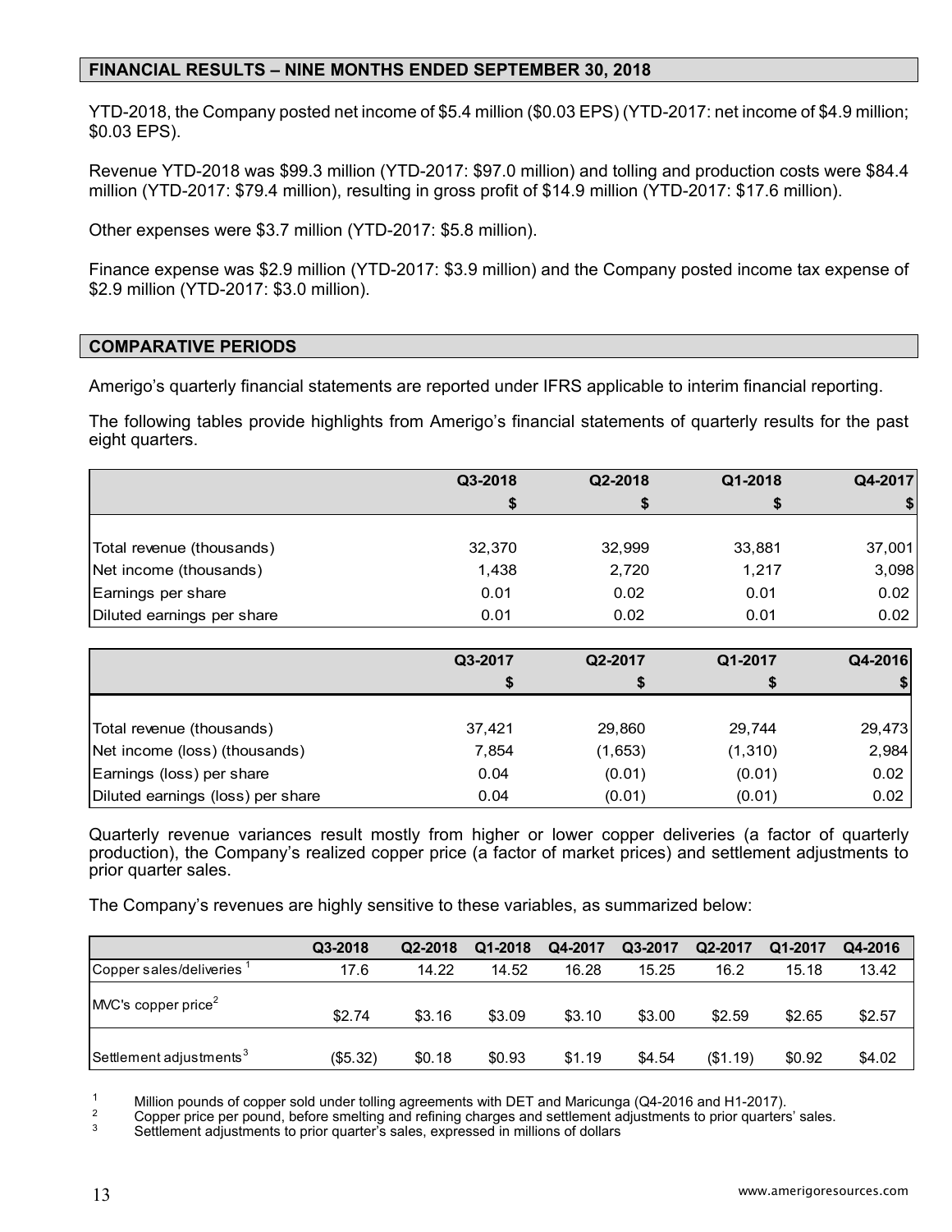## FINANCIAL RESULTS – NINE MONTHS ENDED SEPTEMBER 30, 2018

YTD-2018, the Company posted net income of $5.4 million ($0.03 EPS) (YTD-2017: net income of $4.9 million; $0.03 EPS).

Revenue YTD-2018 was $99.3 million (YTD-2017: $97.0 million) and tolling and production costs were $84.4 million (YTD-2017: $79.4 million), resulting in gross profit of $14.9 million (YTD-2017: $17.6 million).

Other expenses were $3.7 million (YTD-2017: $5.8 million).

Finance expense was $2.9 million (YTD-2017: $3.9 million) and the Company posted income tax expense of $2.9 million (YTD-2017: $3.0 million).

## COMPARATIVE PERIODS

Amerigo's quarterly financial statements are reported under IFRS applicable to interim financial reporting.

The following tables provide highlights from Amerigo's financial statements of quarterly results for the past eight quarters.

| | Q3-2018 | Q2-2018 | Q1-2018 | Q4-2017 |
|---|---|---|---|---|
| | $ | $ | $ | $ |
| Total revenue (thousands) | 32,370 | 32,999 | 33,881 | 37,001 |
| Net income (thousands) | 1,438 | 2,720 | 1,217 | 3,098 |
| Earnings per share | 0.01 | 0.02 | 0.01 | 0.02 |
| Diluted earnings per share | 0.01 | 0.02 | 0.01 | 0.02 |

| | Q3-2017 | Q2-2017 | Q1-2017 | Q4-2016 |
|---|---|---|---|---|
| | $ | $ | $ | $ |
| Total revenue (thousands) | 37,421 | 29,860 | 29,744 | 29,473 |
| Net income (loss) (thousands) | 7,854 | (1,653) | (1,310) | 2,984 |
| Earnings (loss) per share | 0.04 | (0.01) | (0.01) | 0.02 |
| Diluted earnings (loss) per share | 0.04 | (0.01) | (0.01) | 0.02 |

Quarterly revenue variances result mostly from higher or lower copper deliveries (a factor of quarterly production), the Company's realized copper price (a factor of market prices) and settlement adjustments to prior quarter sales.

The Company's revenues are highly sensitive to these variables, as summarized below:

| | Q3-2018 | Q2-2018 | Q1-2018 | Q4-2017 | Q3-2017 | Q2-2017 | Q1-2017 | Q4-2016 |
|---|---|---|---|---|---|---|---|---|
| Copper sales/deliveries [1] | 17.6 | 14.22 | 14.52 | 16.28 | 15.25 | 16.2 | 15.18 | 13.42 |
| MVC's copper price [2] | $2.74 | $3.16 | $3.09 | $3.10 | $3.00 | $2.59 | $2.65 | $2.57 |
| Settlement adjustments [3] | ($5.32) | $0.18 | $0.93 | $1.19 | $4.54 | ($1.19) | $0.92 | $4.02 |

[1] Million pounds of copper sold under tolling agreements with DET and Maricunga (Q4-2016 and H1-2017).

[2] Copper price per pound, before smelting and refining charges and settlement adjustments to prior quarters' sales.

[3] Settlement adjustments to prior quarter's sales, expressed in millions of dollars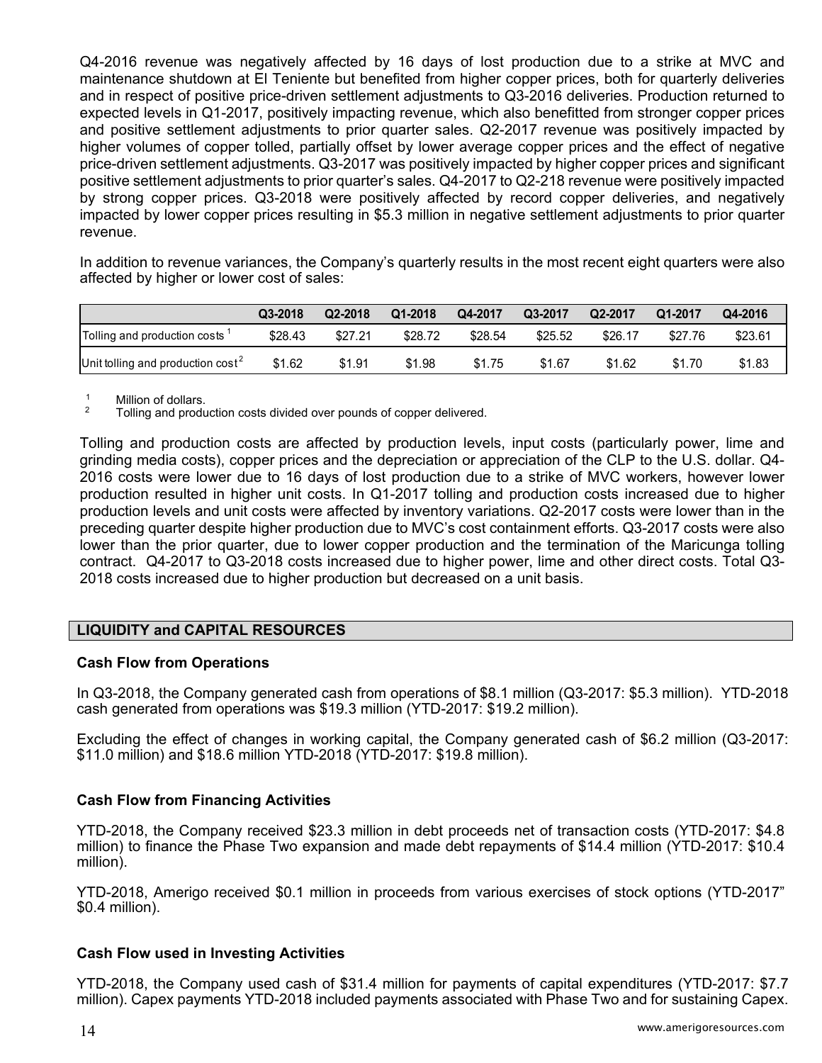Q4-2016 revenue was negatively affected by 16 days of lost production due to a strike at MVC and maintenance shutdown at El Teniente but benefited from higher copper prices, both for quarterly deliveries and in respect of positive price-driven settlement adjustments to Q3-2016 deliveries. Production returned to expected levels in Q1-2017, positively impacting revenue, which also benefitted from stronger copper prices and positive settlement adjustments to prior quarter sales. Q2-2017 revenue was positively impacted by higher volumes of copper tolled, partially offset by lower average copper prices and the effect of negative price-driven settlement adjustments. Q3-2017 was positively impacted by higher copper prices and significant positive settlement adjustments to prior quarter's sales. Q4-2017 to Q2-218 revenue were positively impacted by strong copper prices. Q3-2018 were positively affected by record copper deliveries, and negatively impacted by lower copper prices resulting in $5.3 million in negative settlement adjustments to prior quarter revenue.

In addition to revenue variances, the Company's quarterly results in the most recent eight quarters were also affected by higher or lower cost of sales:

| | Q3-2018 | Q2-2018 | Q1-2018 | Q4-2017 | Q3-2017 | Q2-2017 | Q1-2017 | Q4-2016 |
|---|---|---|---|---|---|---|---|---|
| Tolling and production costs [1] | $28.43 | $27.21 | $28.72 | $28.54 | $25.52 | $26.17 | $27.76 | $23.61 |
| Unit tolling and production cost [2] | $1.62 | $1.91 | $1.98 | $1.75 | $1.67 | $1.62 | $1.70 | $1.83 |

[1] Million of dollars.
[2] Tolling and production costs divided over pounds of copper delivered.

Tolling and production costs are affected by production levels, input costs (particularly power, lime and grinding media costs), copper prices and the depreciation or appreciation of the CLP to the U.S. dollar. Q4-2016 costs were lower due to 16 days of lost production due to a strike of MVC workers, however lower production resulted in higher unit costs. In Q1-2017 tolling and production costs increased due to higher production levels and unit costs were affected by inventory variations. Q2-2017 costs were lower than in the preceding quarter despite higher production due to MVC's cost containment efforts. Q3-2017 costs were also lower than the prior quarter, due to lower copper production and the termination of the Maricunga tolling contract. Q4-2017 to Q3-2018 costs increased due to higher power, lime and other direct costs. Total Q3-2018 costs increased due to higher production but decreased on a unit basis.

## LIQUIDITY and CAPITAL RESOURCES

### Cash Flow from Operations

In Q3-2018, the Company generated cash from operations of $8.1 million (Q3-2017: $5.3 million). YTD-2018 cash generated from operations was $19.3 million (YTD-2017: $19.2 million).

Excluding the effect of changes in working capital, the Company generated cash of $6.2 million (Q3-2017: $11.0 million) and $18.6 million YTD-2018 (YTD-2017: $19.8 million).

### Cash Flow from Financing Activities

YTD-2018, the Company received $23.3 million in debt proceeds net of transaction costs (YTD-2017: $4.8 million) to finance the Phase Two expansion and made debt repayments of $14.4 million (YTD-2017: $10.4 million).

YTD-2018, Amerigo received $0.1 million in proceeds from various exercises of stock options (YTD-2017" $0.4 million).

### Cash Flow used in Investing Activities

YTD-2018, the Company used cash of $31.4 million for payments of capital expenditures (YTD-2017: $7.7 million). Capex payments YTD-2018 included payments associated with Phase Two and for sustaining Capex.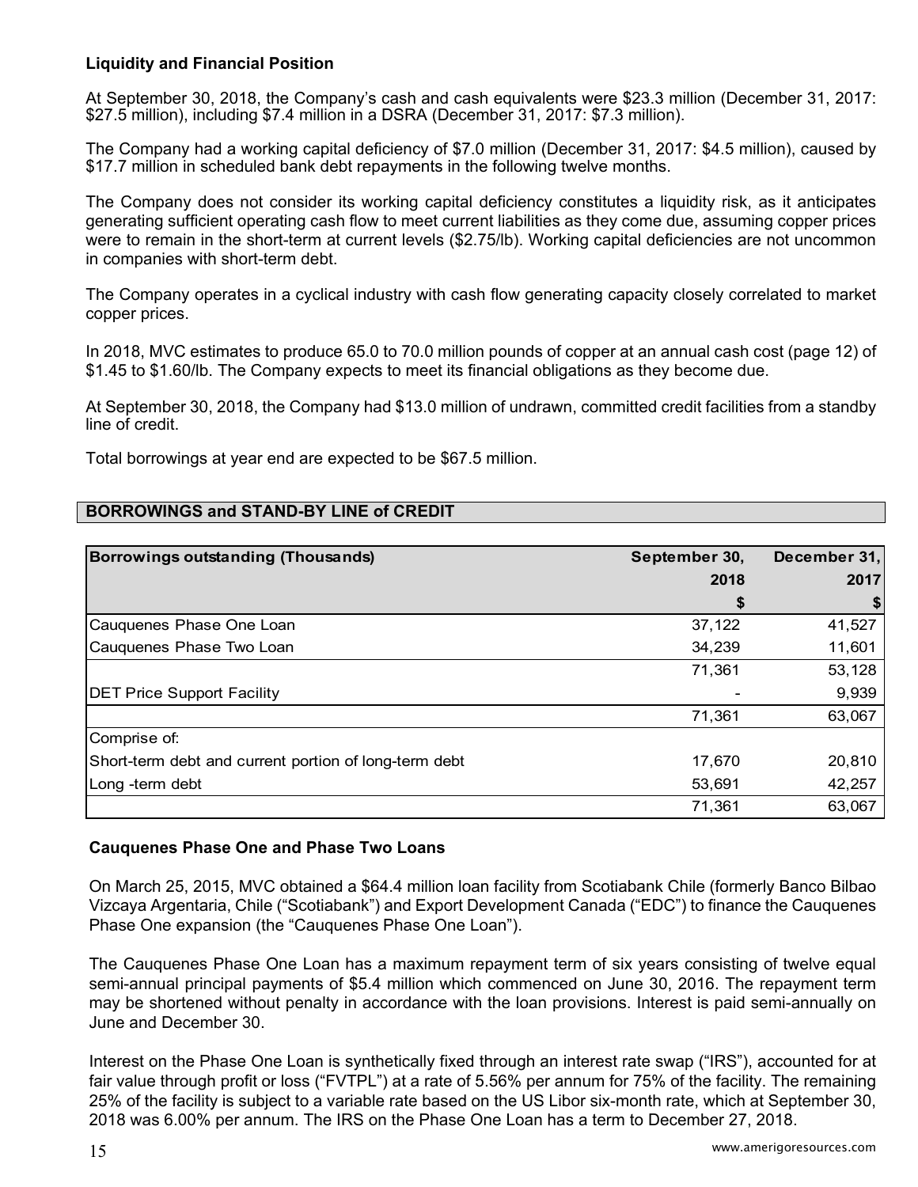### Liquidity and Financial Position

At September 30, 2018, the Company's cash and cash equivalents were $23.3 million (December 31, 2017: $27.5 million), including $7.4 million in a DSRA (December 31, 2017: $7.3 million).

The Company had a working capital deficiency of $7.0 million (December 31, 2017: $4.5 million), caused by $17.7 million in scheduled bank debt repayments in the following twelve months.

The Company does not consider its working capital deficiency constitutes a liquidity risk, as it anticipates generating sufficient operating cash flow to meet current liabilities as they come due, assuming copper prices were to remain in the short-term at current levels ($2.75/lb). Working capital deficiencies are not uncommon in companies with short-term debt.

The Company operates in a cyclical industry with cash flow generating capacity closely correlated to market copper prices.

In 2018, MVC estimates to produce 65.0 to 70.0 million pounds of copper at an annual cash cost (page 12) of $1.45 to $1.60/lb. The Company expects to meet its financial obligations as they become due.

At September 30, 2018, the Company had $13.0 million of undrawn, committed credit facilities from a standby line of credit.

Total borrowings at year end are expected to be $67.5 million.

## BORROWINGS and STAND-BY LINE of CREDIT

| Borrowings outstanding (Thousands) | September 30, 2018 $ | December 31, 2017 $ |
|---|---|---|
| Cauquenes Phase One Loan | 37,122 | 41,527 |
| Cauquenes Phase Two Loan | 34,239 | 11,601 |
| | 71,361 | 53,128 |
| DET Price Support Facility | - | 9,939 |
| | 71,361 | 63,067 |
| Comprise of: | | |
| Short-term debt and current portion of long-term debt | 17,670 | 20,810 |
| Long -term debt | 53,691 | 42,257 |
| | 71,361 | 63,067 |

### Cauquenes Phase One and Phase Two Loans

On March 25, 2015, MVC obtained a $64.4 million loan facility from Scotiabank Chile (formerly Banco Bilbao Vizcaya Argentaria, Chile ("Scotiabank") and Export Development Canada ("EDC") to finance the Cauquenes Phase One expansion (the "Cauquenes Phase One Loan").

The Cauquenes Phase One Loan has a maximum repayment term of six years consisting of twelve equal semi-annual principal payments of $5.4 million which commenced on June 30, 2016. The repayment term may be shortened without penalty in accordance with the loan provisions. Interest is paid semi-annually on June and December 30.

Interest on the Phase One Loan is synthetically fixed through an interest rate swap ("IRS"), accounted for at fair value through profit or loss ("FVTPL") at a rate of 5.56% per annum for 75% of the facility. The remaining 25% of the facility is subject to a variable rate based on the US Libor six-month rate, which at September 30, 2018 was 6.00% per annum. The IRS on the Phase One Loan has a term to December 27, 2018.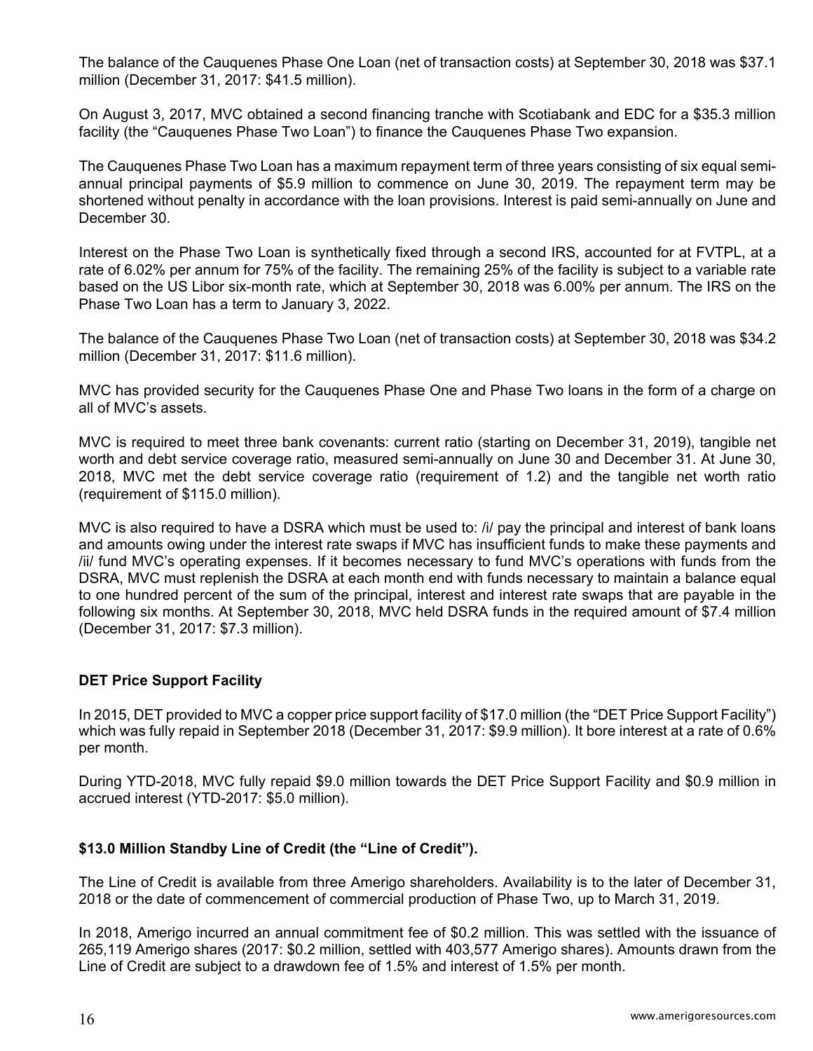The balance of the Cauquenes Phase One Loan (net of transaction costs) at September 30, 2018 was $37.1 million (December 31, 2017: $41.5 million).

On August 3, 2017, MVC obtained a second financing tranche with Scotiabank and EDC for a $35.3 million facility (the "Cauquenes Phase Two Loan") to finance the Cauquenes Phase Two expansion.

The Cauquenes Phase Two Loan has a maximum repayment term of three years consisting of six equal semi-annual principal payments of $5.9 million to commence on June 30, 2019. The repayment term may be shortened without penalty in accordance with the loan provisions. Interest is paid semi-annually on June and December 30.

Interest on the Phase Two Loan is synthetically fixed through a second IRS, accounted for at FVTPL, at a rate of 6.02% per annum for 75% of the facility. The remaining 25% of the facility is subject to a variable rate based on the US Libor six-month rate, which at September 30, 2018 was 6.00% per annum. The IRS on the Phase Two Loan has a term to January 3, 2022.

The balance of the Cauquenes Phase Two Loan (net of transaction costs) at September 30, 2018 was $34.2 million (December 31, 2017: $11.6 million).

MVC has provided security for the Cauquenes Phase One and Phase Two loans in the form of a charge on all of MVC's assets.

MVC is required to meet three bank covenants: current ratio (starting on December 31, 2019), tangible net worth and debt service coverage ratio, measured semi-annually on June 30 and December 31. At June 30, 2018, MVC met the debt service coverage ratio (requirement of 1.2) and the tangible net worth ratio (requirement of $115.0 million).

MVC is also required to have a DSRA which must be used to: /i/ pay the principal and interest of bank loans and amounts owing under the interest rate swaps if MVC has insufficient funds to make these payments and /ii/ fund MVC's operating expenses. If it becomes necessary to fund MVC's operations with funds from the DSRA, MVC must replenish the DSRA at each month end with funds necessary to maintain a balance equal to one hundred percent of the sum of the principal, interest and interest rate swaps that are payable in the following six months. At September 30, 2018, MVC held DSRA funds in the required amount of $7.4 million (December 31, 2017: $7.3 million).

**DET Price Support Facility**

In 2015, DET provided to MVC a copper price support facility of $17.0 million (the "DET Price Support Facility") which was fully repaid in September 2018 (December 31, 2017: $9.9 million). It bore interest at a rate of 0.6% per month.

During YTD-2018, MVC fully repaid $9.0 million towards the DET Price Support Facility and $0.9 million in accrued interest (YTD-2017: $5.0 million).

**$13.0 Million Standby Line of Credit (the "Line of Credit").**

The Line of Credit is available from three Amerigo shareholders. Availability is to the later of December 31, 2018 or the date of commencement of commercial production of Phase Two, up to March 31, 2019.

In 2018, Amerigo incurred an annual commitment fee of $0.2 million. This was settled with the issuance of 265,119 Amerigo shares (2017: $0.2 million, settled with 403,577 Amerigo shares). Amounts drawn from the Line of Credit are subject to a drawdown fee of 1.5% and interest of 1.5% per month.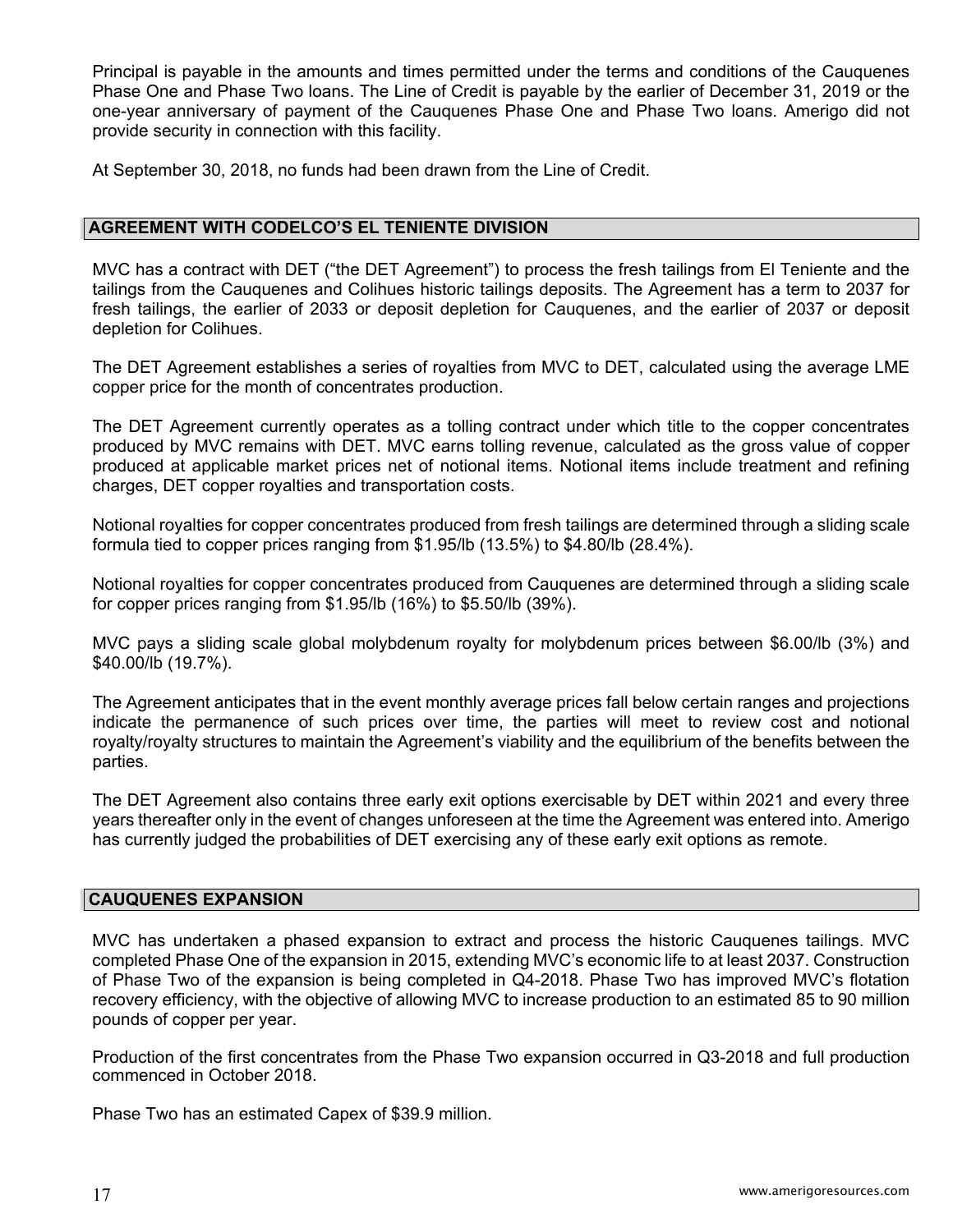Principal is payable in the amounts and times permitted under the terms and conditions of the Cauquenes Phase One and Phase Two loans. The Line of Credit is payable by the earlier of December 31, 2019 or the one-year anniversary of payment of the Cauquenes Phase One and Phase Two loans. Amerigo did not provide security in connection with this facility.

At September 30, 2018, no funds had been drawn from the Line of Credit.

## AGREEMENT WITH CODELCO'S EL TENIENTE DIVISION

MVC has a contract with DET ("the DET Agreement") to process the fresh tailings from El Teniente and the tailings from the Cauquenes and Colihues historic tailings deposits. The Agreement has a term to 2037 for fresh tailings, the earlier of 2033 or deposit depletion for Cauquenes, and the earlier of 2037 or deposit depletion for Colihues.

The DET Agreement establishes a series of royalties from MVC to DET, calculated using the average LME copper price for the month of concentrates production.

The DET Agreement currently operates as a tolling contract under which title to the copper concentrates produced by MVC remains with DET. MVC earns tolling revenue, calculated as the gross value of copper produced at applicable market prices net of notional items. Notional items include treatment and refining charges, DET copper royalties and transportation costs.

Notional royalties for copper concentrates produced from fresh tailings are determined through a sliding scale formula tied to copper prices ranging from $1.95/lb (13.5%) to $4.80/lb (28.4%).

Notional royalties for copper concentrates produced from Cauquenes are determined through a sliding scale for copper prices ranging from $1.95/lb (16%) to $5.50/lb (39%).

MVC pays a sliding scale global molybdenum royalty for molybdenum prices between $6.00/lb (3%) and $40.00/lb (19.7%).

The Agreement anticipates that in the event monthly average prices fall below certain ranges and projections indicate the permanence of such prices over time, the parties will meet to review cost and notional royalty/royalty structures to maintain the Agreement's viability and the equilibrium of the benefits between the parties.

The DET Agreement also contains three early exit options exercisable by DET within 2021 and every three years thereafter only in the event of changes unforeseen at the time the Agreement was entered into. Amerigo has currently judged the probabilities of DET exercising any of these early exit options as remote.

## CAUQUENES EXPANSION

MVC has undertaken a phased expansion to extract and process the historic Cauquenes tailings. MVC completed Phase One of the expansion in 2015, extending MVC's economic life to at least 2037. Construction of Phase Two of the expansion is being completed in Q4-2018. Phase Two has improved MVC's flotation recovery efficiency, with the objective of allowing MVC to increase production to an estimated 85 to 90 million pounds of copper per year.

Production of the first concentrates from the Phase Two expansion occurred in Q3-2018 and full production commenced in October 2018.

Phase Two has an estimated Capex of $39.9 million.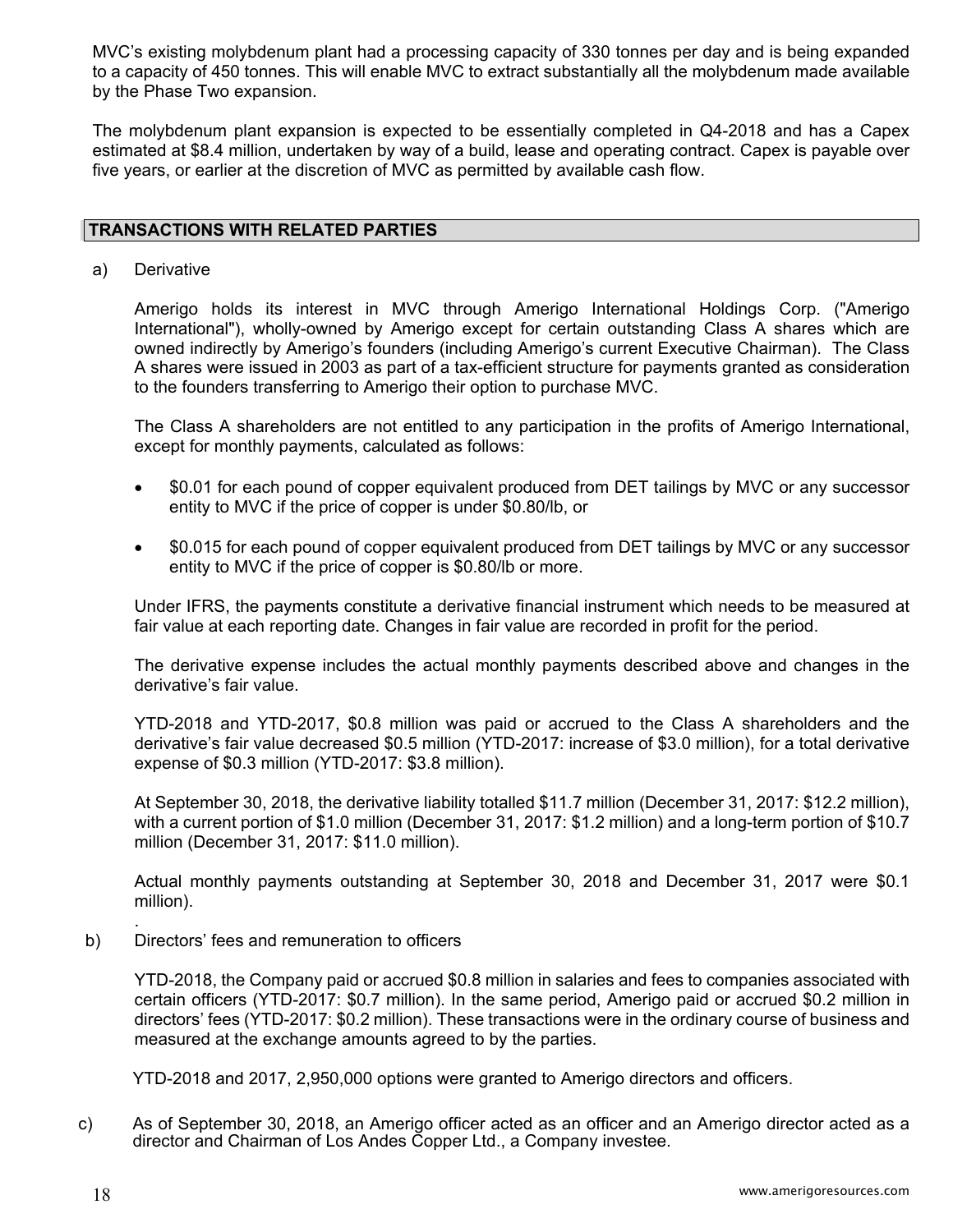MVC's existing molybdenum plant had a processing capacity of 330 tonnes per day and is being expanded to a capacity of 450 tonnes. This will enable MVC to extract substantially all the molybdenum made available by the Phase Two expansion.

The molybdenum plant expansion is expected to be essentially completed in Q4-2018 and has a Capex estimated at $8.4 million, undertaken by way of a build, lease and operating contract. Capex is payable over five years, or earlier at the discretion of MVC as permitted by available cash flow.

## TRANSACTIONS WITH RELATED PARTIES

a) Derivative

Amerigo holds its interest in MVC through Amerigo International Holdings Corp. ("Amerigo International"), wholly-owned by Amerigo except for certain outstanding Class A shares which are owned indirectly by Amerigo's founders (including Amerigo's current Executive Chairman). The Class A shares were issued in 2003 as part of a tax-efficient structure for payments granted as consideration to the founders transferring to Amerigo their option to purchase MVC.

The Class A shareholders are not entitled to any participation in the profits of Amerigo International, except for monthly payments, calculated as follows:

- $0.01 for each pound of copper equivalent produced from DET tailings by MVC or any successor entity to MVC if the price of copper is under $0.80/lb, or
- $0.015 for each pound of copper equivalent produced from DET tailings by MVC or any successor entity to MVC if the price of copper is $0.80/lb or more.

Under IFRS, the payments constitute a derivative financial instrument which needs to be measured at fair value at each reporting date. Changes in fair value are recorded in profit for the period.

The derivative expense includes the actual monthly payments described above and changes in the derivative's fair value.

YTD-2018 and YTD-2017, $0.8 million was paid or accrued to the Class A shareholders and the derivative's fair value decreased $0.5 million (YTD-2017: increase of $3.0 million), for a total derivative expense of $0.3 million (YTD-2017: $3.8 million).

At September 30, 2018, the derivative liability totalled $11.7 million (December 31, 2017: $12.2 million), with a current portion of $1.0 million (December 31, 2017: $1.2 million) and a long-term portion of $10.7 million (December 31, 2017: $11.0 million).

Actual monthly payments outstanding at September 30, 2018 and December 31, 2017 were $0.1 million).

b) Directors' fees and remuneration to officers

YTD-2018, the Company paid or accrued $0.8 million in salaries and fees to companies associated with certain officers (YTD-2017: $0.7 million). In the same period, Amerigo paid or accrued $0.2 million in directors' fees (YTD-2017: $0.2 million). These transactions were in the ordinary course of business and measured at the exchange amounts agreed to by the parties.

YTD-2018 and 2017, 2,950,000 options were granted to Amerigo directors and officers.

c) As of September 30, 2018, an Amerigo officer acted as an officer and an Amerigo director acted as a director and Chairman of Los Andes Copper Ltd., a Company investee.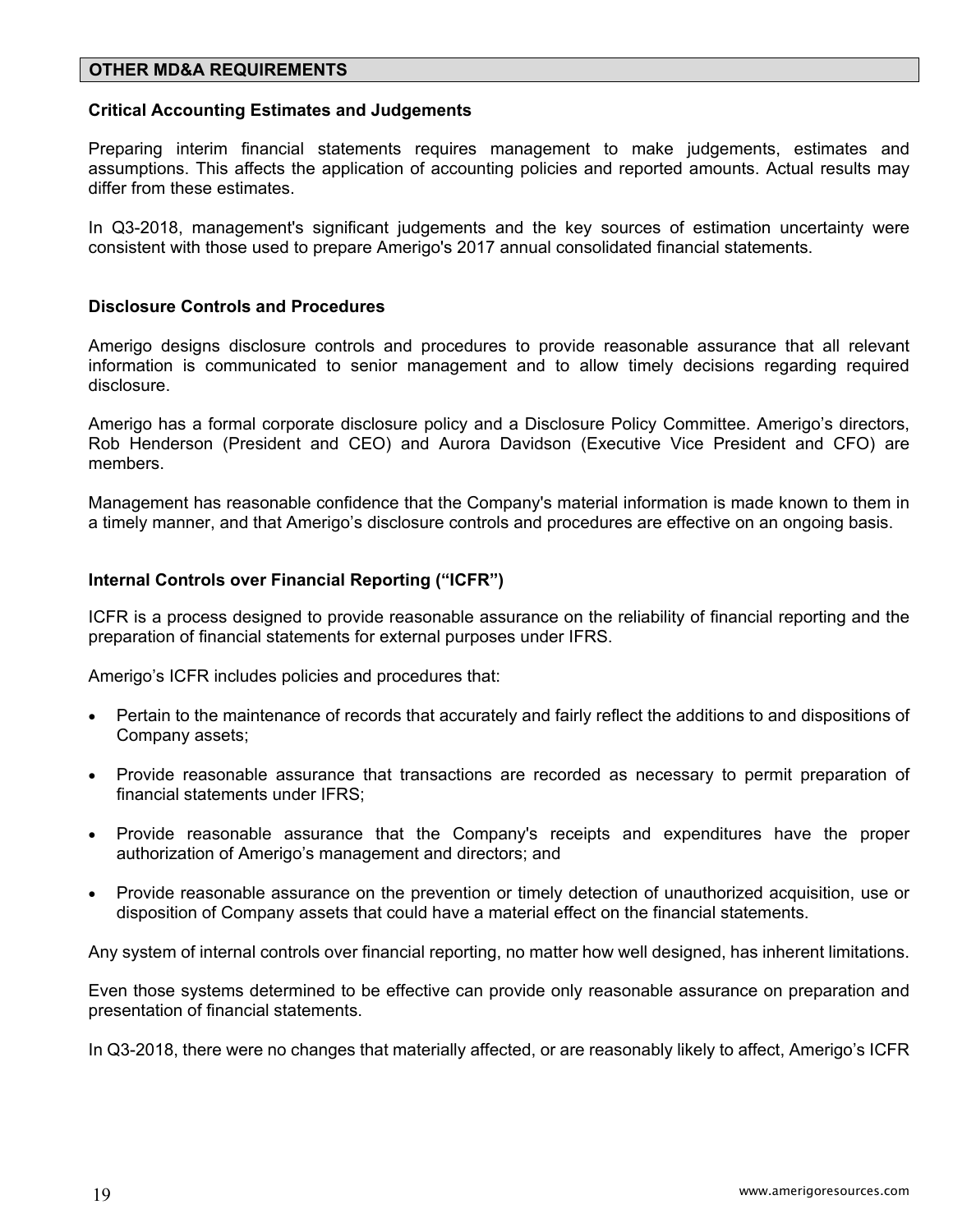## OTHER MD&A REQUIREMENTS

### Critical Accounting Estimates and Judgements

Preparing interim financial statements requires management to make judgements, estimates and assumptions. This affects the application of accounting policies and reported amounts. Actual results may differ from these estimates.

In Q3-2018, management's significant judgements and the key sources of estimation uncertainty were consistent with those used to prepare Amerigo's 2017 annual consolidated financial statements.

### Disclosure Controls and Procedures

Amerigo designs disclosure controls and procedures to provide reasonable assurance that all relevant information is communicated to senior management and to allow timely decisions regarding required disclosure.

Amerigo has a formal corporate disclosure policy and a Disclosure Policy Committee. Amerigo's directors, Rob Henderson (President and CEO) and Aurora Davidson (Executive Vice President and CFO) are members.

Management has reasonable confidence that the Company's material information is made known to them in a timely manner, and that Amerigo's disclosure controls and procedures are effective on an ongoing basis.

### Internal Controls over Financial Reporting ("ICFR")

ICFR is a process designed to provide reasonable assurance on the reliability of financial reporting and the preparation of financial statements for external purposes under IFRS.

Amerigo's ICFR includes policies and procedures that:

- Pertain to the maintenance of records that accurately and fairly reflect the additions to and dispositions of Company assets;
- Provide reasonable assurance that transactions are recorded as necessary to permit preparation of financial statements under IFRS;
- Provide reasonable assurance that the Company's receipts and expenditures have the proper authorization of Amerigo's management and directors; and
- Provide reasonable assurance on the prevention or timely detection of unauthorized acquisition, use or disposition of Company assets that could have a material effect on the financial statements.

Any system of internal controls over financial reporting, no matter how well designed, has inherent limitations.

Even those systems determined to be effective can provide only reasonable assurance on preparation and presentation of financial statements.

In Q3-2018, there were no changes that materially affected, or are reasonably likely to affect, Amerigo's ICFR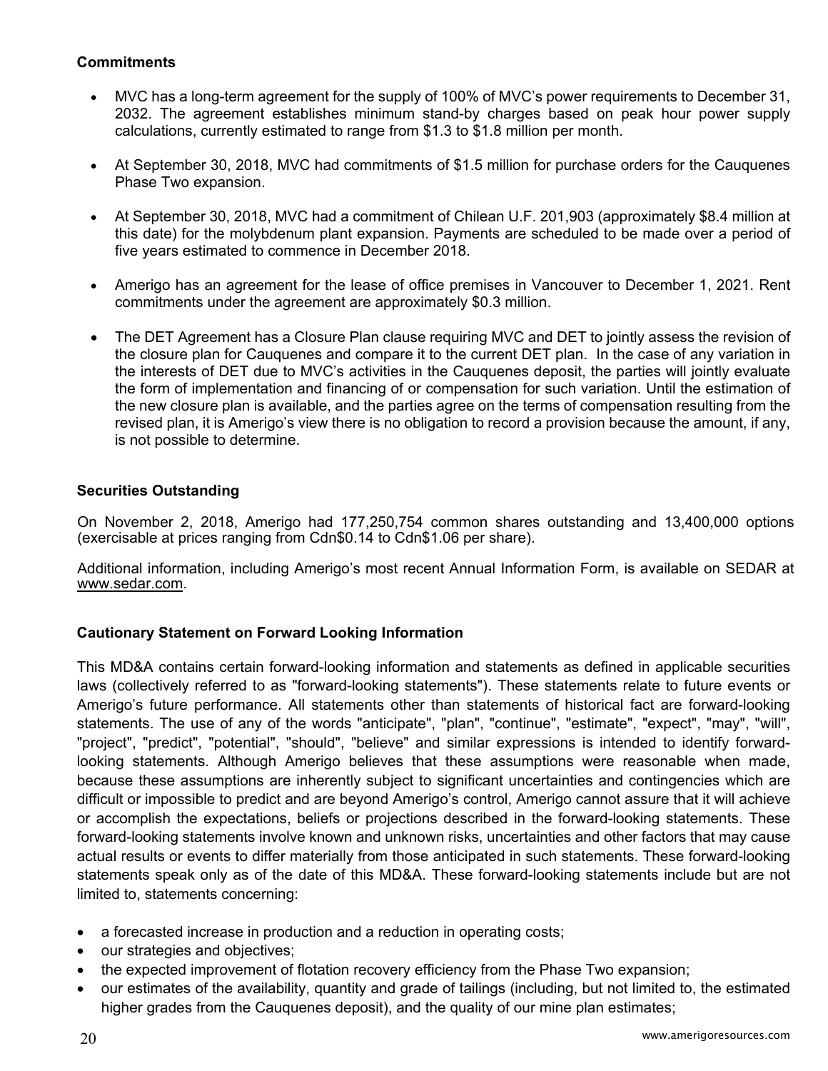**Commitments**

- MVC has a long-term agreement for the supply of 100% of MVC's power requirements to December 31, 2032. The agreement establishes minimum stand-by charges based on peak hour power supply calculations, currently estimated to range from $1.3 to $1.8 million per month.
- At September 30, 2018, MVC had commitments of $1.5 million for purchase orders for the Cauquenes Phase Two expansion.
- At September 30, 2018, MVC had a commitment of Chilean U.F. 201,903 (approximately $8.4 million at this date) for the molybdenum plant expansion. Payments are scheduled to be made over a period of five years estimated to commence in December 2018.
- Amerigo has an agreement for the lease of office premises in Vancouver to December 1, 2021. Rent commitments under the agreement are approximately $0.3 million.
- The DET Agreement has a Closure Plan clause requiring MVC and DET to jointly assess the revision of the closure plan for Cauquenes and compare it to the current DET plan. In the case of any variation in the interests of DET due to MVC's activities in the Cauquenes deposit, the parties will jointly evaluate the form of implementation and financing of or compensation for such variation. Until the estimation of the new closure plan is available, and the parties agree on the terms of compensation resulting from the revised plan, it is Amerigo's view there is no obligation to record a provision because the amount, if any, is not possible to determine.

**Securities Outstanding**

On November 2, 2018, Amerigo had 177,250,754 common shares outstanding and 13,400,000 options (exercisable at prices ranging from Cdn$0.14 to Cdn$1.06 per share).

Additional information, including Amerigo's most recent Annual Information Form, is available on SEDAR at www.sedar.com.

**Cautionary Statement on Forward Looking Information**

This MD&A contains certain forward-looking information and statements as defined in applicable securities laws (collectively referred to as "forward-looking statements"). These statements relate to future events or Amerigo's future performance. All statements other than statements of historical fact are forward-looking statements. The use of any of the words "anticipate", "plan", "continue", "estimate", "expect", "may", "will", "project", "predict", "potential", "should", "believe" and similar expressions is intended to identify forward-looking statements. Although Amerigo believes that these assumptions were reasonable when made, because these assumptions are inherently subject to significant uncertainties and contingencies which are difficult or impossible to predict and are beyond Amerigo's control, Amerigo cannot assure that it will achieve or accomplish the expectations, beliefs or projections described in the forward-looking statements. These forward-looking statements involve known and unknown risks, uncertainties and other factors that may cause actual results or events to differ materially from those anticipated in such statements. These forward-looking statements speak only as of the date of this MD&A. These forward-looking statements include but are not limited to, statements concerning:

- a forecasted increase in production and a reduction in operating costs;
- our strategies and objectives;
- the expected improvement of flotation recovery efficiency from the Phase Two expansion;
- our estimates of the availability, quantity and grade of tailings (including, but not limited to, the estimated higher grades from the Cauquenes deposit), and the quality of our mine plan estimates;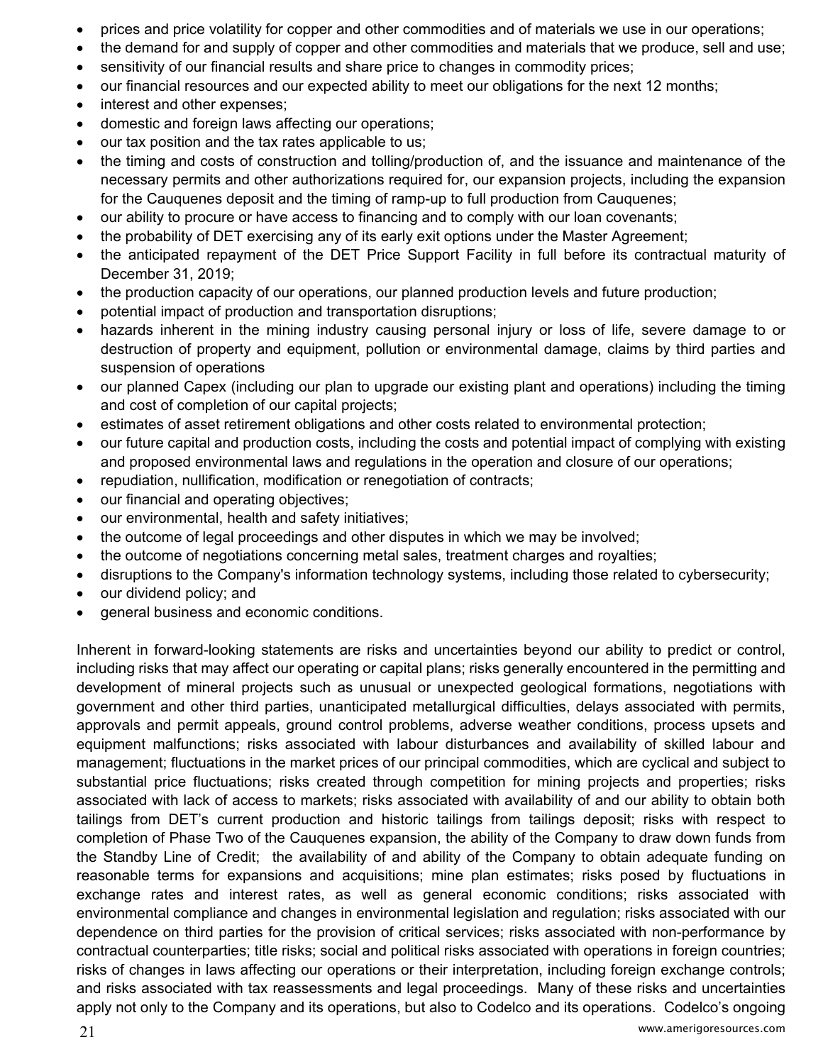- prices and price volatility for copper and other commodities and of materials we use in our operations;
- the demand for and supply of copper and other commodities and materials that we produce, sell and use;
- sensitivity of our financial results and share price to changes in commodity prices;
- our financial resources and our expected ability to meet our obligations for the next 12 months;
- interest and other expenses;
- domestic and foreign laws affecting our operations;
- our tax position and the tax rates applicable to us;
- the timing and costs of construction and tolling/production of, and the issuance and maintenance of the necessary permits and other authorizations required for, our expansion projects, including the expansion for the Cauquenes deposit and the timing of ramp-up to full production from Cauquenes;
- our ability to procure or have access to financing and to comply with our loan covenants;
- the probability of DET exercising any of its early exit options under the Master Agreement;
- the anticipated repayment of the DET Price Support Facility in full before its contractual maturity of December 31, 2019;
- the production capacity of our operations, our planned production levels and future production;
- potential impact of production and transportation disruptions;
- hazards inherent in the mining industry causing personal injury or loss of life, severe damage to or destruction of property and equipment, pollution or environmental damage, claims by third parties and suspension of operations
- our planned Capex (including our plan to upgrade our existing plant and operations) including the timing and cost of completion of our capital projects;
- estimates of asset retirement obligations and other costs related to environmental protection;
- our future capital and production costs, including the costs and potential impact of complying with existing and proposed environmental laws and regulations in the operation and closure of our operations;
- repudiation, nullification, modification or renegotiation of contracts;
- our financial and operating objectives;
- our environmental, health and safety initiatives;
- the outcome of legal proceedings and other disputes in which we may be involved;
- the outcome of negotiations concerning metal sales, treatment charges and royalties;
- disruptions to the Company's information technology systems, including those related to cybersecurity;
- our dividend policy; and
- general business and economic conditions.

Inherent in forward-looking statements are risks and uncertainties beyond our ability to predict or control, including risks that may affect our operating or capital plans; risks generally encountered in the permitting and development of mineral projects such as unusual or unexpected geological formations, negotiations with government and other third parties, unanticipated metallurgical difficulties, delays associated with permits, approvals and permit appeals, ground control problems, adverse weather conditions, process upsets and equipment malfunctions; risks associated with labour disturbances and availability of skilled labour and management; fluctuations in the market prices of our principal commodities, which are cyclical and subject to substantial price fluctuations; risks created through competition for mining projects and properties; risks associated with lack of access to markets; risks associated with availability of and our ability to obtain both tailings from DET's current production and historic tailings from tailings deposit; risks with respect to completion of Phase Two of the Cauquenes expansion, the ability of the Company to draw down funds from the Standby Line of Credit; the availability of and ability of the Company to obtain adequate funding on reasonable terms for expansions and acquisitions; mine plan estimates; risks posed by fluctuations in exchange rates and interest rates, as well as general economic conditions; risks associated with environmental compliance and changes in environmental legislation and regulation; risks associated with our dependence on third parties for the provision of critical services; risks associated with non-performance by contractual counterparties; title risks; social and political risks associated with operations in foreign countries; risks of changes in laws affecting our operations or their interpretation, including foreign exchange controls; and risks associated with tax reassessments and legal proceedings. Many of these risks and uncertainties apply not only to the Company and its operations, but also to Codelco and its operations. Codelco's ongoing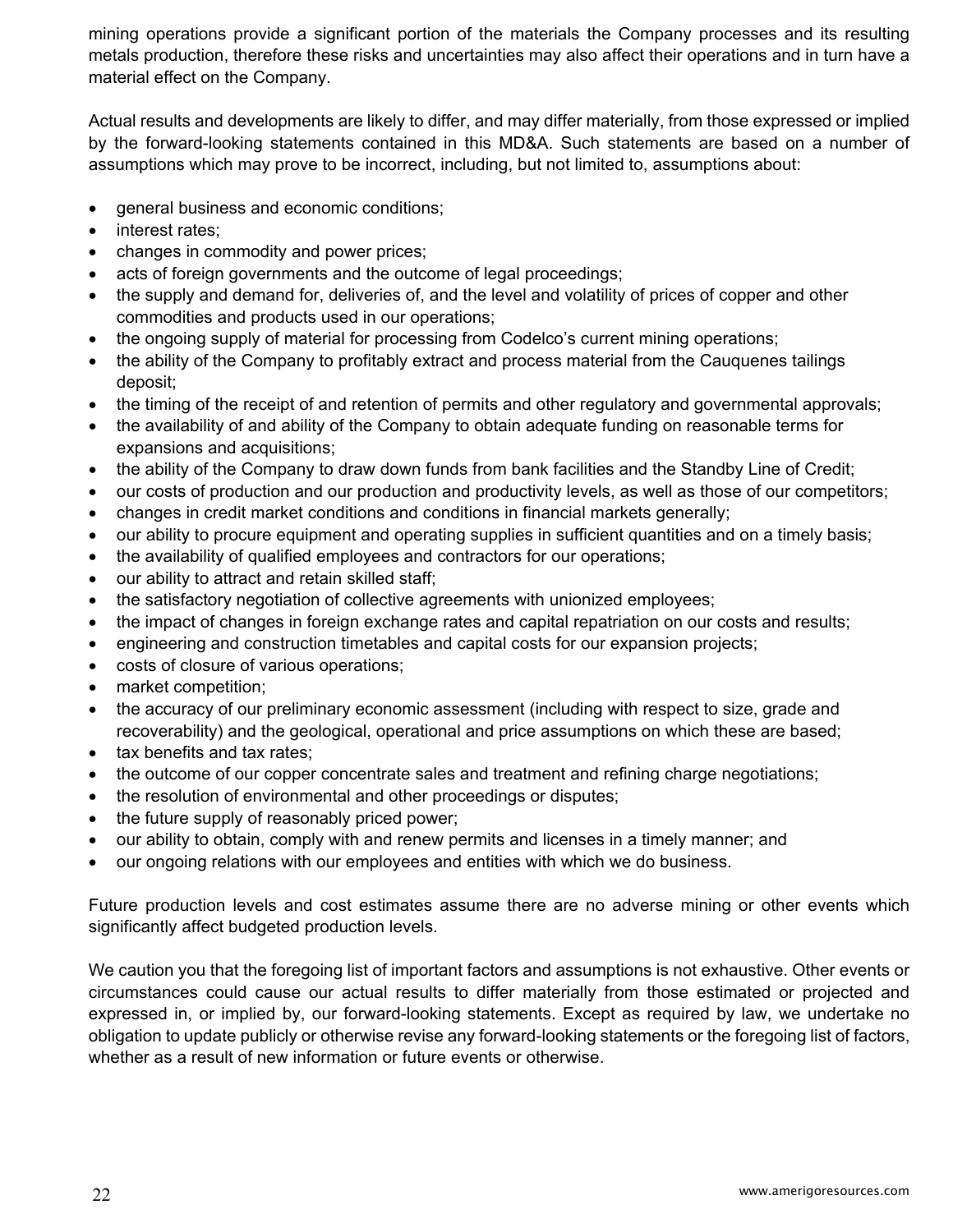mining operations provide a significant portion of the materials the Company processes and its resulting metals production, therefore these risks and uncertainties may also affect their operations and in turn have a material effect on the Company.

Actual results and developments are likely to differ, and may differ materially, from those expressed or implied by the forward-looking statements contained in this MD&A. Such statements are based on a number of assumptions which may prove to be incorrect, including, but not limited to, assumptions about:

- general business and economic conditions;
- interest rates;
- changes in commodity and power prices;
- acts of foreign governments and the outcome of legal proceedings;
- the supply and demand for, deliveries of, and the level and volatility of prices of copper and other commodities and products used in our operations;
- the ongoing supply of material for processing from Codelco's current mining operations;
- the ability of the Company to profitably extract and process material from the Cauquenes tailings deposit;
- the timing of the receipt of and retention of permits and other regulatory and governmental approvals;
- the availability of and ability of the Company to obtain adequate funding on reasonable terms for expansions and acquisitions;
- the ability of the Company to draw down funds from bank facilities and the Standby Line of Credit;
- our costs of production and our production and productivity levels, as well as those of our competitors;
- changes in credit market conditions and conditions in financial markets generally;
- our ability to procure equipment and operating supplies in sufficient quantities and on a timely basis;
- the availability of qualified employees and contractors for our operations;
- our ability to attract and retain skilled staff;
- the satisfactory negotiation of collective agreements with unionized employees;
- the impact of changes in foreign exchange rates and capital repatriation on our costs and results;
- engineering and construction timetables and capital costs for our expansion projects;
- costs of closure of various operations;
- market competition;
- the accuracy of our preliminary economic assessment (including with respect to size, grade and recoverability) and the geological, operational and price assumptions on which these are based;
- tax benefits and tax rates;
- the outcome of our copper concentrate sales and treatment and refining charge negotiations;
- the resolution of environmental and other proceedings or disputes;
- the future supply of reasonably priced power;
- our ability to obtain, comply with and renew permits and licenses in a timely manner; and
- our ongoing relations with our employees and entities with which we do business.

Future production levels and cost estimates assume there are no adverse mining or other events which significantly affect budgeted production levels.

We caution you that the foregoing list of important factors and assumptions is not exhaustive. Other events or circumstances could cause our actual results to differ materially from those estimated or projected and expressed in, or implied by, our forward-looking statements. Except as required by law, we undertake no obligation to update publicly or otherwise revise any forward-looking statements or the foregoing list of factors, whether as a result of new information or future events or otherwise.